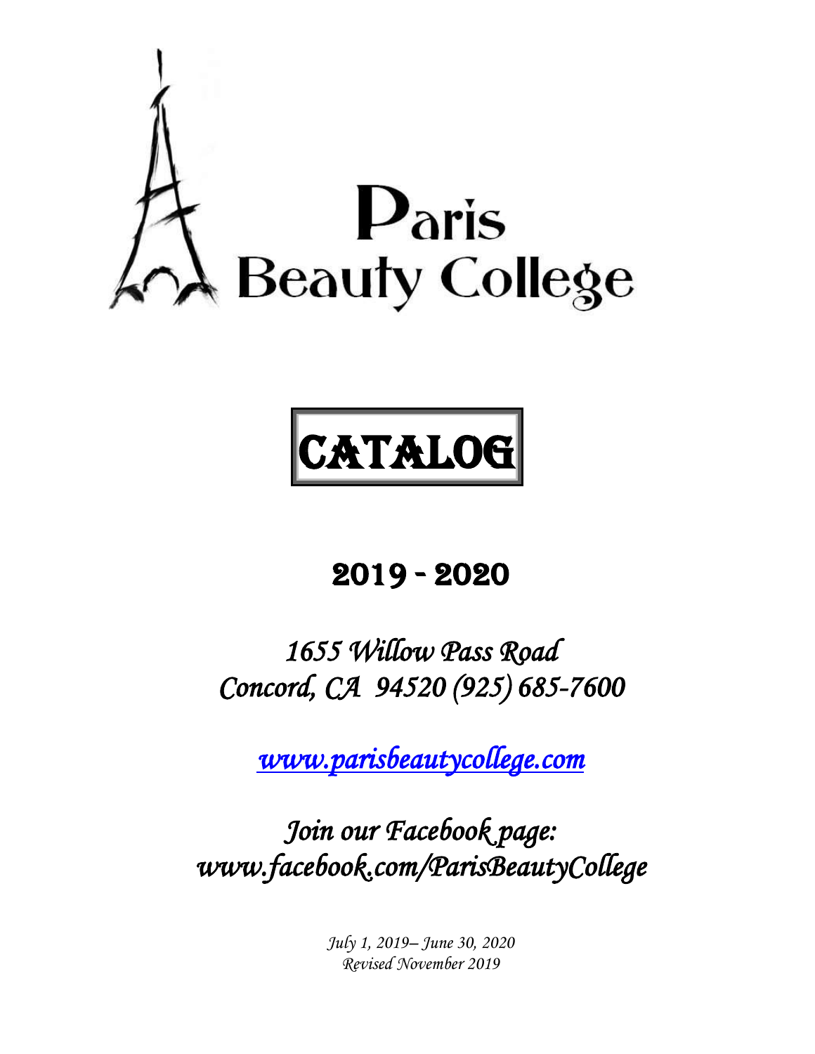# Paris Beauty College

# CATALOG

## 2019 - 2020

*1655 Willow Pass Road*
*Concord, CA 94520 (925) 685-7600*

*[www.parisbeautycollege.com](http://www.parisbeautycollege.com)*

*Join our Facebook page:*
*www.facebook.com/ParisBeautyCollege*

*July 1, 2019– June 30, 2020*
*Revised November 2019*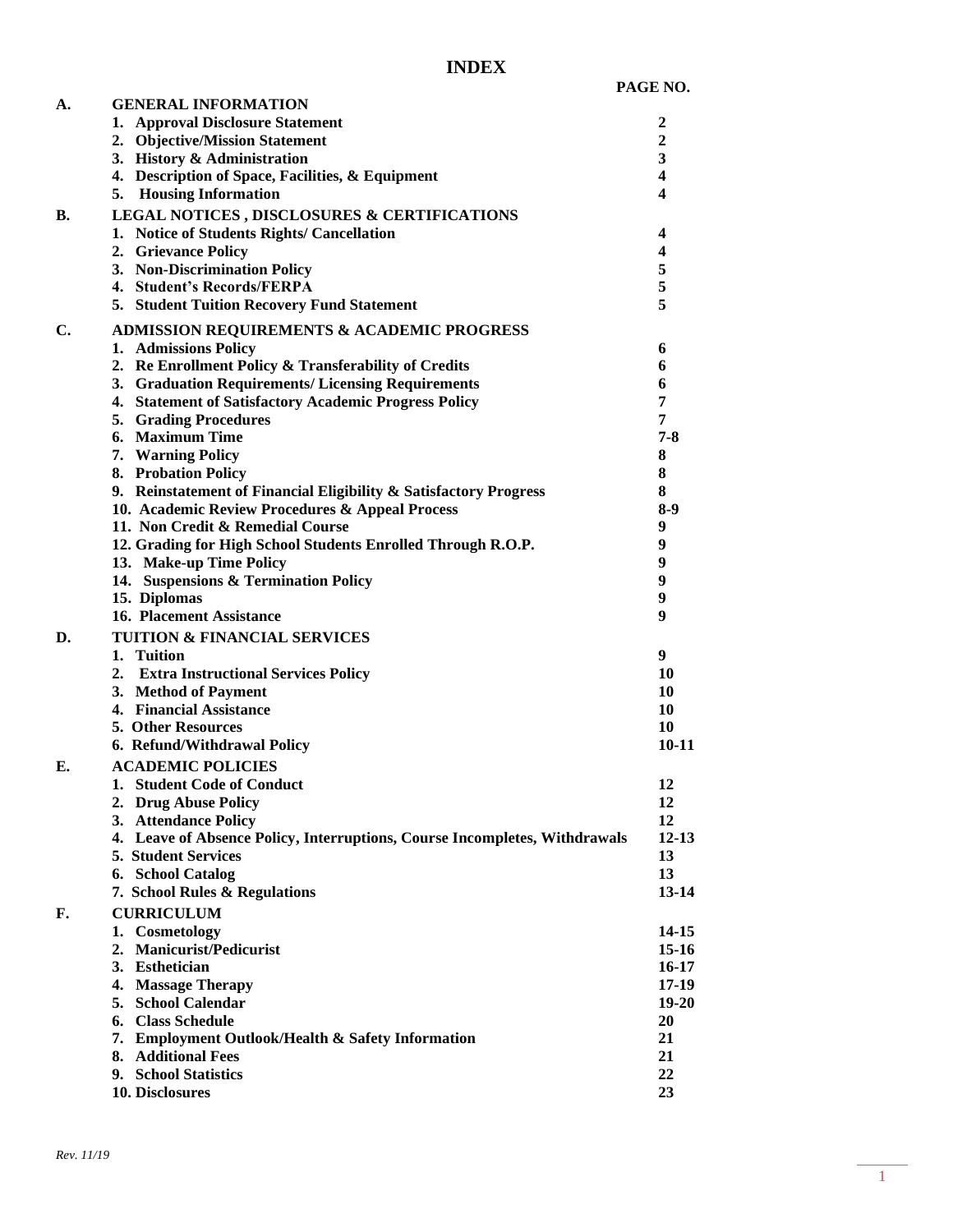# INDEX

| | | PAGE NO. |
|---|---|---|
| **A.** | **GENERAL INFORMATION** | |
| | **1. Approval Disclosure Statement** | **2** |
| | **2. Objective/Mission Statement** | **2** |
| | **3. History & Administration** | **3** |
| | **4. Description of Space, Facilities, & Equipment** | **4** |
| | **5. Housing Information** | **4** |
| **B.** | **LEGAL NOTICES , DISCLOSURES & CERTIFICATIONS** | |
| | **1. Notice of Students Rights/ Cancellation** | **4** |
| | **2. Grievance Policy** | **4** |
| | **3. Non-Discrimination Policy** | **5** |
| | **4. Student's Records/FERPA** | **5** |
| | **5. Student Tuition Recovery Fund Statement** | **5** |
| **C.** | **ADMISSION REQUIREMENTS & ACADEMIC PROGRESS** | |
| | **1. Admissions Policy** | **6** |
| | **2. Re Enrollment Policy & Transferability of Credits** | **6** |
| | **3. Graduation Requirements/ Licensing Requirements** | **6** |
| | **4. Statement of Satisfactory Academic Progress Policy** | **7** |
| | **5. Grading Procedures** | **7** |
| | **6. Maximum Time** | **7-8** |
| | **7. Warning Policy** | **8** |
| | **8. Probation Policy** | **8** |
| | **9. Reinstatement of Financial Eligibility & Satisfactory Progress** | **8** |
| | **10. Academic Review Procedures & Appeal Process** | **8-9** |
| | **11. Non Credit & Remedial Course** | **9** |
| | **12. Grading for High School Students Enrolled Through R.O.P.** | **9** |
| | **13. Make-up Time Policy** | **9** |
| | **14. Suspensions & Termination Policy** | **9** |
| | **15. Diplomas** | **9** |
| | **16. Placement Assistance** | **9** |
| **D.** | **TUITION & FINANCIAL SERVICES** | |
| | **1. Tuition** | **9** |
| | **2. Extra Instructional Services Policy** | **10** |
| | **3. Method of Payment** | **10** |
| | **4. Financial Assistance** | **10** |
| | **5. Other Resources** | **10** |
| | **6. Refund/Withdrawal Policy** | **10-11** |
| **E.** | **ACADEMIC POLICIES** | |
| | **1. Student Code of Conduct** | **12** |
| | **2. Drug Abuse Policy** | **12** |
| | **3. Attendance Policy** | **12** |
| | **4. Leave of Absence Policy, Interruptions, Course Incompletes, Withdrawals** | **12-13** |
| | **5. Student Services** | **13** |
| | **6. School Catalog** | **13** |
| | **7. School Rules & Regulations** | **13-14** |
| **F.** | **CURRICULUM** | |
| | **1. Cosmetology** | **14-15** |
| | **2. Manicurist/Pedicurist** | **15-16** |
| | **3. Esthetician** | **16-17** |
| | **4. Massage Therapy** | **17-19** |
| | **5. School Calendar** | **19-20** |
| | **6. Class Schedule** | **20** |
| | **7. Employment Outlook/Health & Safety Information** | **21** |
| | **8. Additional Fees** | **21** |
| | **9. School Statistics** | **22** |
| | **10. Disclosures** | **23** |

*Rev. 11/19*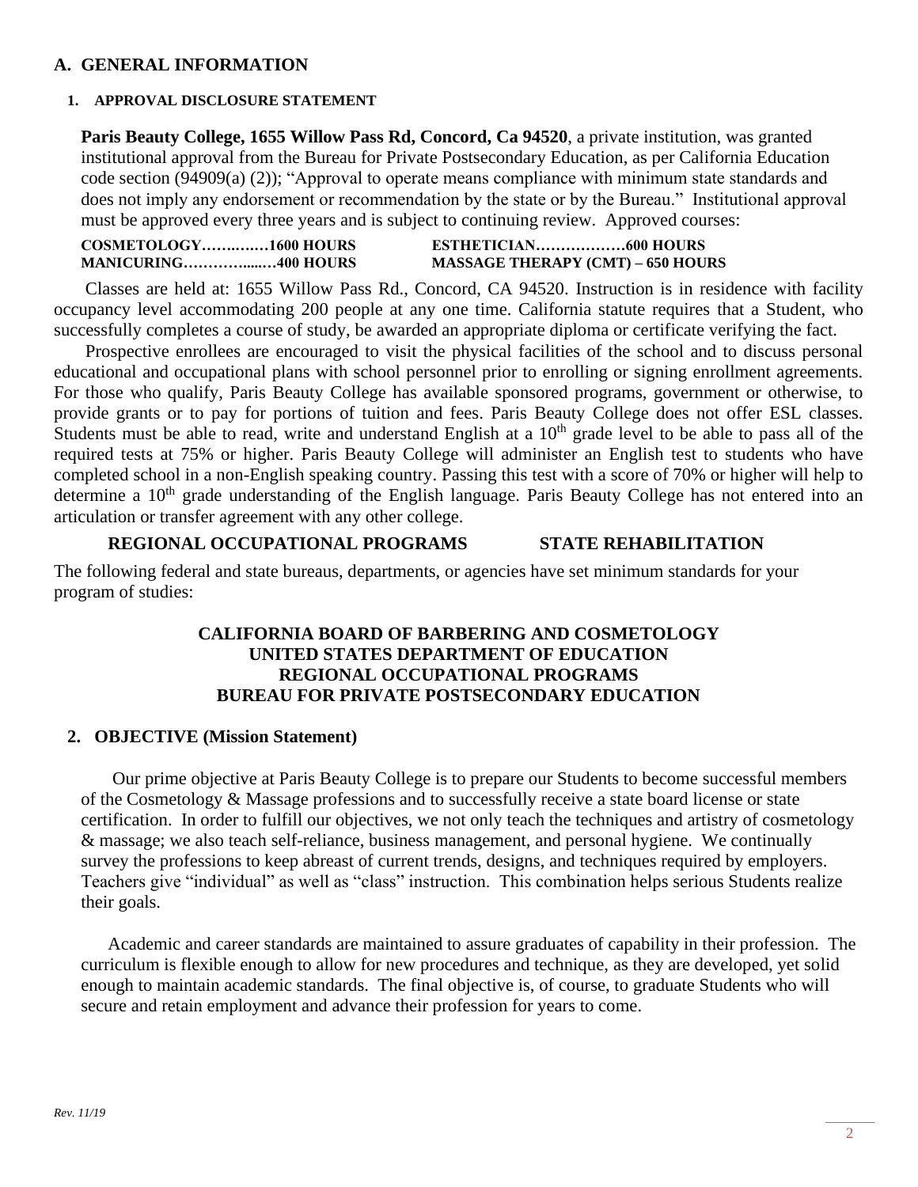## A. GENERAL INFORMATION

### 1. APPROVAL DISCLOSURE STATEMENT

**Paris Beauty College, 1655 Willow Pass Rd, Concord, Ca 94520**, a private institution, was granted institutional approval from the Bureau for Private Postsecondary Education, as per California Education code section (94909(a) (2)); "Approval to operate means compliance with minimum state standards and does not imply any endorsement or recommendation by the state or by the Bureau." Institutional approval must be approved every three years and is subject to continuing review. Approved courses:

**COSMETOLOGY……..……1600 HOURS**
**MANICURING…………......…400 HOURS**
**ESTHETICIAN………………600 HOURS**
**MASSAGE THERAPY (CMT) – 650 HOURS**

Classes are held at: 1655 Willow Pass Rd., Concord, CA 94520. Instruction is in residence with facility occupancy level accommodating 200 people at any one time. California statute requires that a Student, who successfully completes a course of study, be awarded an appropriate diploma or certificate verifying the fact.

Prospective enrollees are encouraged to visit the physical facilities of the school and to discuss personal educational and occupational plans with school personnel prior to enrolling or signing enrollment agreements. For those who qualify, Paris Beauty College has available sponsored programs, government or otherwise, to provide grants or to pay for portions of tuition and fees. Paris Beauty College does not offer ESL classes. Students must be able to read, write and understand English at a 10th grade level to be able to pass all of the required tests at 75% or higher. Paris Beauty College will administer an English test to students who have completed school in a non-English speaking country. Passing this test with a score of 70% or higher will help to determine a 10th grade understanding of the English language. Paris Beauty College has not entered into an articulation or transfer agreement with any other college.

**REGIONAL OCCUPATIONAL PROGRAMS STATE REHABILITATION**

The following federal and state bureaus, departments, or agencies have set minimum standards for your program of studies:

**CALIFORNIA BOARD OF BARBERING AND COSMETOLOGY**
**UNITED STATES DEPARTMENT OF EDUCATION**
**REGIONAL OCCUPATIONAL PROGRAMS**
**BUREAU FOR PRIVATE POSTSECONDARY EDUCATION**

### 2. OBJECTIVE (Mission Statement)

Our prime objective at Paris Beauty College is to prepare our Students to become successful members of the Cosmetology & Massage professions and to successfully receive a state board license or state certification. In order to fulfill our objectives, we not only teach the techniques and artistry of cosmetology & massage; we also teach self-reliance, business management, and personal hygiene. We continually survey the professions to keep abreast of current trends, designs, and techniques required by employers. Teachers give "individual" as well as "class" instruction. This combination helps serious Students realize their goals.

Academic and career standards are maintained to assure graduates of capability in their profession. The curriculum is flexible enough to allow for new procedures and technique, as they are developed, yet solid enough to maintain academic standards. The final objective is, of course, to graduate Students who will secure and retain employment and advance their profession for years to come.

*Rev. 11/19*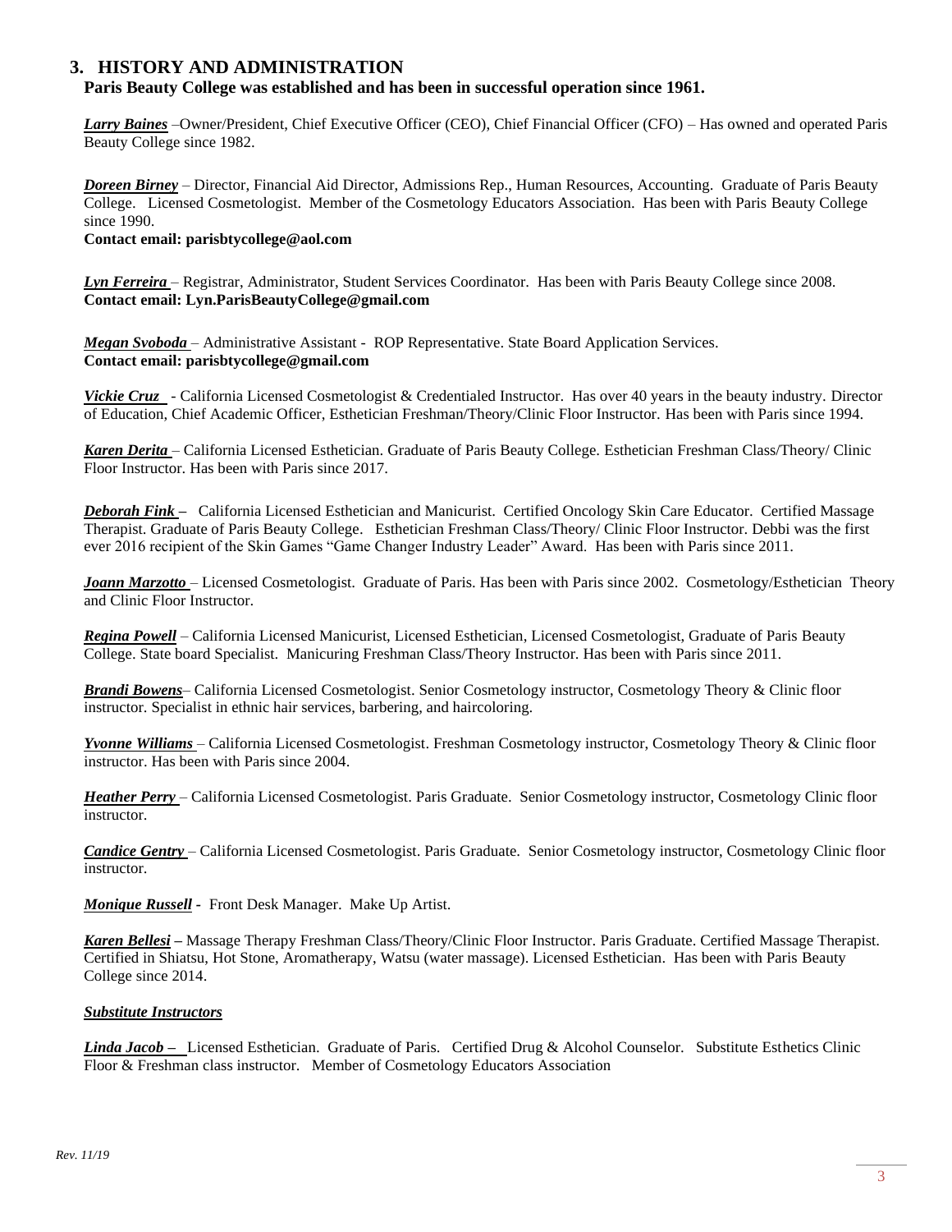## 3. HISTORY AND ADMINISTRATION

**Paris Beauty College was established and has been in successful operation since 1961.**

***Larry Baines*** –Owner/President, Chief Executive Officer (CEO), Chief Financial Officer (CFO) – Has owned and operated Paris Beauty College since 1982.

***Doreen Birney*** – Director, Financial Aid Director, Admissions Rep., Human Resources, Accounting. Graduate of Paris Beauty College. Licensed Cosmetologist. Member of the Cosmetology Educators Association. Has been with Paris Beauty College since 1990.
**Contact email: parisbtycollege@aol.com**

***Lyn Ferreira*** – Registrar, Administrator, Student Services Coordinator. Has been with Paris Beauty College since 2008.
**Contact email: Lyn.ParisBeautyCollege@gmail.com**

***Megan Svoboda*** – Administrative Assistant - ROP Representative. State Board Application Services.
**Contact email: parisbtycollege@gmail.com**

***Vickie Cruz*** - California Licensed Cosmetologist & Credentialed Instructor. Has over 40 years in the beauty industry. Director of Education, Chief Academic Officer, Esthetician Freshman/Theory/Clinic Floor Instructor. Has been with Paris since 1994.

***Karen Derita*** – California Licensed Esthetician. Graduate of Paris Beauty College. Esthetician Freshman Class/Theory/ Clinic Floor Instructor. Has been with Paris since 2017.

***Deborah Fink*** – California Licensed Esthetician and Manicurist. Certified Oncology Skin Care Educator. Certified Massage Therapist. Graduate of Paris Beauty College. Esthetician Freshman Class/Theory/ Clinic Floor Instructor. Debbi was the first ever 2016 recipient of the Skin Games "Game Changer Industry Leader" Award. Has been with Paris since 2011.

***Joann Marzotto*** – Licensed Cosmetologist. Graduate of Paris. Has been with Paris since 2002. Cosmetology/Esthetician Theory and Clinic Floor Instructor.

***Regina Powell*** – California Licensed Manicurist, Licensed Esthetician, Licensed Cosmetologist, Graduate of Paris Beauty College. State board Specialist. Manicuring Freshman Class/Theory Instructor. Has been with Paris since 2011.

***Brandi Bowens***– California Licensed Cosmetologist. Senior Cosmetology instructor, Cosmetology Theory & Clinic floor instructor. Specialist in ethnic hair services, barbering, and haircoloring.

***Yvonne Williams*** – California Licensed Cosmetologist. Freshman Cosmetology instructor, Cosmetology Theory & Clinic floor instructor. Has been with Paris since 2004.

***Heather Perry*** – California Licensed Cosmetologist. Paris Graduate. Senior Cosmetology instructor, Cosmetology Clinic floor instructor.

***Candice Gentry*** – California Licensed Cosmetologist. Paris Graduate. Senior Cosmetology instructor, Cosmetology Clinic floor instructor.

***Monique Russell*** - Front Desk Manager. Make Up Artist.

***Karen Bellesi*** – Massage Therapy Freshman Class/Theory/Clinic Floor Instructor. Paris Graduate. Certified Massage Therapist. Certified in Shiatsu, Hot Stone, Aromatherapy, Watsu (water massage). Licensed Esthetician. Has been with Paris Beauty College since 2014.

***Substitute Instructors***

***Linda Jacob*** – Licensed Esthetician. Graduate of Paris. Certified Drug & Alcohol Counselor. Substitute Esthetics Clinic Floor & Freshman class instructor. Member of Cosmetology Educators Association

*Rev. 11/19*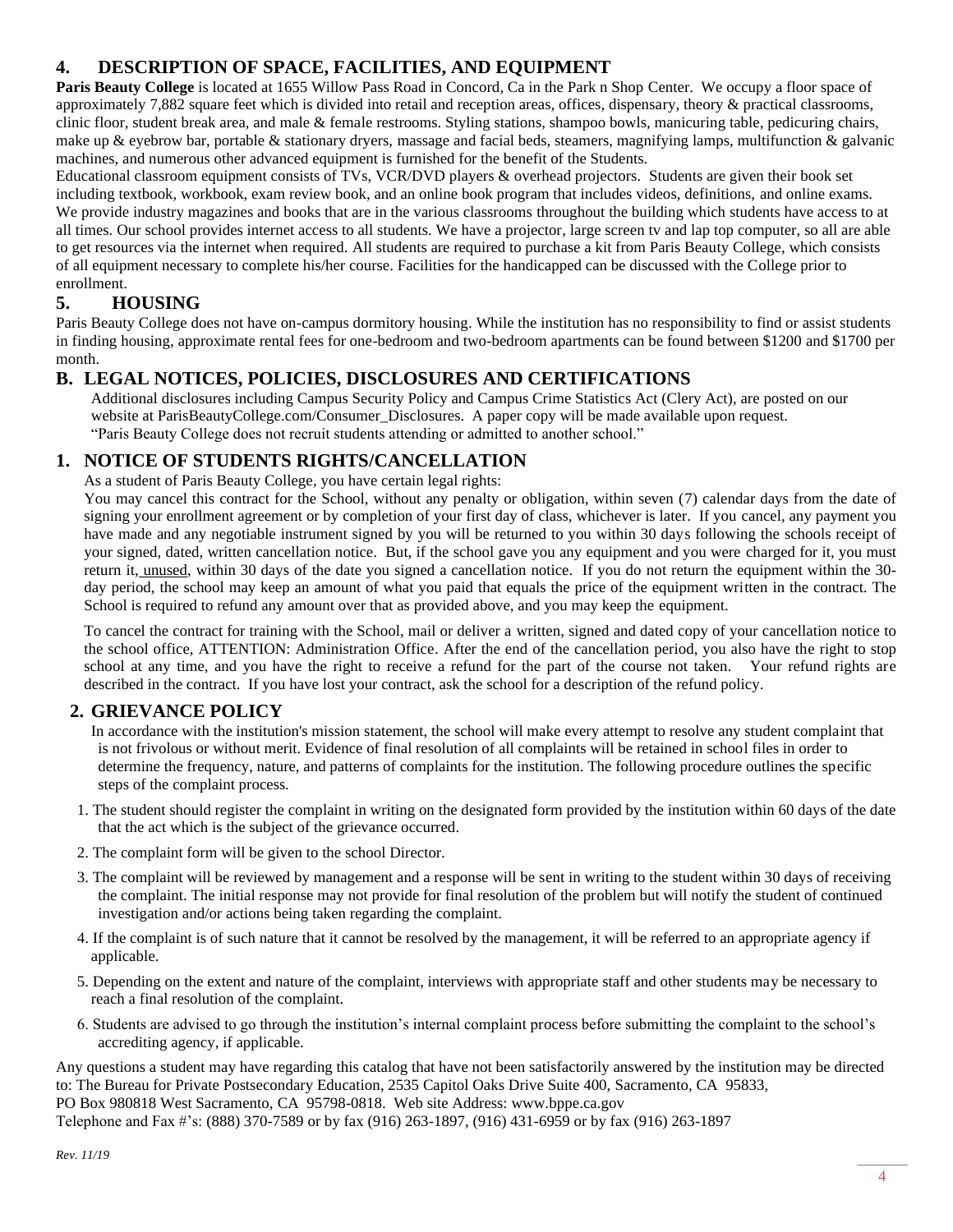## 4. DESCRIPTION OF SPACE, FACILITIES, AND EQUIPMENT

**Paris Beauty College** is located at 1655 Willow Pass Road in Concord, Ca in the Park n Shop Center. We occupy a floor space of approximately 7,882 square feet which is divided into retail and reception areas, offices, dispensary, theory & practical classrooms, clinic floor, student break area, and male & female restrooms. Styling stations, shampoo bowls, manicuring table, pedicuring chairs, make up & eyebrow bar, portable & stationary dryers, massage and facial beds, steamers, magnifying lamps, multifunction & galvanic machines, and numerous other advanced equipment is furnished for the benefit of the Students.

Educational classroom equipment consists of TVs, VCR/DVD players & overhead projectors. Students are given their book set including textbook, workbook, exam review book, and an online book program that includes videos, definitions, and online exams. We provide industry magazines and books that are in the various classrooms throughout the building which students have access to at all times. Our school provides internet access to all students. We have a projector, large screen tv and lap top computer, so all are able to get resources via the internet when required. All students are required to purchase a kit from Paris Beauty College, which consists of all equipment necessary to complete his/her course. Facilities for the handicapped can be discussed with the College prior to enrollment.

## 5. HOUSING

Paris Beauty College does not have on-campus dormitory housing. While the institution has no responsibility to find or assist students in finding housing, approximate rental fees for one-bedroom and two-bedroom apartments can be found between $1200 and $1700 per month.

# B. LEGAL NOTICES, POLICIES, DISCLOSURES AND CERTIFICATIONS

Additional disclosures including Campus Security Policy and Campus Crime Statistics Act (Clery Act), are posted on our website at ParisBeautyCollege.com/Consumer_Disclosures. A paper copy will be made available upon request.
"Paris Beauty College does not recruit students attending or admitted to another school."

## 1. NOTICE OF STUDENTS RIGHTS/CANCELLATION

As a student of Paris Beauty College, you have certain legal rights:

You may cancel this contract for the School, without any penalty or obligation, within seven (7) calendar days from the date of signing your enrollment agreement or by completion of your first day of class, whichever is later. If you cancel, any payment you have made and any negotiable instrument signed by you will be returned to you within 30 days following the schools receipt of your signed, dated, written cancellation notice. But, if the school gave you any equipment and you were charged for it, you must return it, unused, within 30 days of the date you signed a cancellation notice. If you do not return the equipment within the 30-day period, the school may keep an amount of what you paid that equals the price of the equipment written in the contract. The School is required to refund any amount over that as provided above, and you may keep the equipment.

To cancel the contract for training with the School, mail or deliver a written, signed and dated copy of your cancellation notice to the school office, ATTENTION: Administration Office. After the end of the cancellation period, you also have the right to stop school at any time, and you have the right to receive a refund for the part of the course not taken. Your refund rights are described in the contract. If you have lost your contract, ask the school for a description of the refund policy.

## 2. GRIEVANCE POLICY

In accordance with the institution's mission statement, the school will make every attempt to resolve any student complaint that is not frivolous or without merit. Evidence of final resolution of all complaints will be retained in school files in order to determine the frequency, nature, and patterns of complaints for the institution. The following procedure outlines the specific steps of the complaint process.

1. The student should register the complaint in writing on the designated form provided by the institution within 60 days of the date that the act which is the subject of the grievance occurred.
2. The complaint form will be given to the school Director.
3. The complaint will be reviewed by management and a response will be sent in writing to the student within 30 days of receiving the complaint. The initial response may not provide for final resolution of the problem but will notify the student of continued investigation and/or actions being taken regarding the complaint.
4. If the complaint is of such nature that it cannot be resolved by the management, it will be referred to an appropriate agency if applicable.
5. Depending on the extent and nature of the complaint, interviews with appropriate staff and other students may be necessary to reach a final resolution of the complaint.
6. Students are advised to go through the institution's internal complaint process before submitting the complaint to the school's accrediting agency, if applicable.

Any questions a student may have regarding this catalog that have not been satisfactorily answered by the institution may be directed to: The Bureau for Private Postsecondary Education, 2535 Capitol Oaks Drive Suite 400, Sacramento, CA 95833,
PO Box 980818 West Sacramento, CA 95798-0818. Web site Address: www.bppe.ca.gov
Telephone and Fax #'s: (888) 370-7589 or by fax (916) 263-1897, (916) 431-6959 or by fax (916) 263-1897

*Rev. 11/19*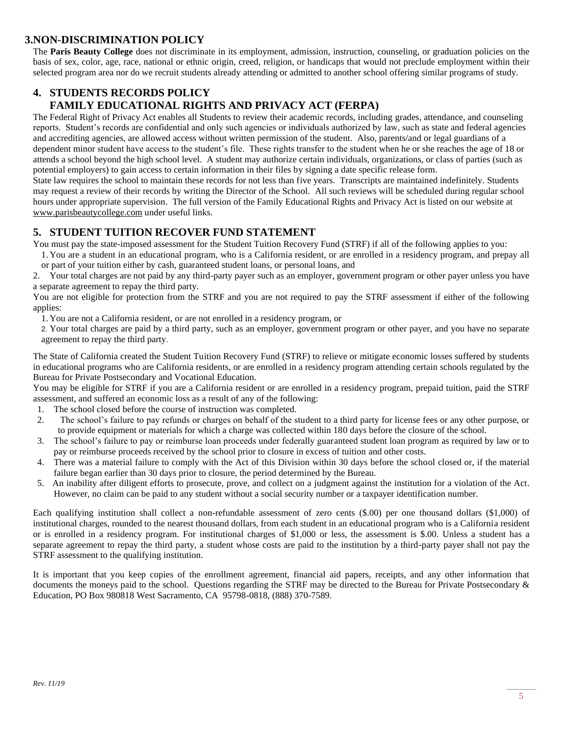## 3.NON-DISCRIMINATION POLICY

The **Paris Beauty College** does not discriminate in its employment, admission, instruction, counseling, or graduation policies on the basis of sex, color, age, race, national or ethnic origin, creed, religion, or handicaps that would not preclude employment within their selected program area nor do we recruit students already attending or admitted to another school offering similar programs of study.

## 4. STUDENTS RECORDS POLICY
## FAMILY EDUCATIONAL RIGHTS AND PRIVACY ACT (FERPA)

The Federal Right of Privacy Act enables all Students to review their academic records, including grades, attendance, and counseling reports. Student's records are confidential and only such agencies or individuals authorized by law, such as state and federal agencies and accrediting agencies, are allowed access without written permission of the student. Also, parents/and or legal guardians of a dependent minor student have access to the student's file. These rights transfer to the student when he or she reaches the age of 18 or attends a school beyond the high school level. A student may authorize certain individuals, organizations, or class of parties (such as potential employers) to gain access to certain information in their files by signing a date specific release form.

State law requires the school to maintain these records for not less than five years. Transcripts are maintained indefinitely. Students may request a review of their records by writing the Director of the School. All such reviews will be scheduled during regular school hours under appropriate supervision. The full version of the Family Educational Rights and Privacy Act is listed on our website at www.parisbeautycollege.com under useful links.

## 5. STUDENT TUITION RECOVER FUND STATEMENT

You must pay the state-imposed assessment for the Student Tuition Recovery Fund (STRF) if all of the following applies to you:

1. You are a student in an educational program, who is a California resident, or are enrolled in a residency program, and prepay all or part of your tuition either by cash, guaranteed student loans, or personal loans, and
2. Your total charges are not paid by any third-party payer such as an employer, government program or other payer unless you have a separate agreement to repay the third party.

You are not eligible for protection from the STRF and you are not required to pay the STRF assessment if either of the following applies:

1. You are not a California resident, or are not enrolled in a residency program, or
2. Your total charges are paid by a third party, such as an employer, government program or other payer, and you have no separate agreement to repay the third party.

The State of California created the Student Tuition Recovery Fund (STRF) to relieve or mitigate economic losses suffered by students in educational programs who are California residents, or are enrolled in a residency program attending certain schools regulated by the Bureau for Private Postsecondary and Vocational Education.

You may be eligible for STRF if you are a California resident or are enrolled in a residency program, prepaid tuition, paid the STRF assessment, and suffered an economic loss as a result of any of the following:

1. The school closed before the course of instruction was completed.
2. The school's failure to pay refunds or charges on behalf of the student to a third party for license fees or any other purpose, or to provide equipment or materials for which a charge was collected within 180 days before the closure of the school.
3. The school's failure to pay or reimburse loan proceeds under federally guaranteed student loan program as required by law or to pay or reimburse proceeds received by the school prior to closure in excess of tuition and other costs.
4. There was a material failure to comply with the Act of this Division within 30 days before the school closed or, if the material failure began earlier than 30 days prior to closure, the period determined by the Bureau.
5. An inability after diligent efforts to prosecute, prove, and collect on a judgment against the institution for a violation of the Act. However, no claim can be paid to any student without a social security number or a taxpayer identification number.

Each qualifying institution shall collect a non-refundable assessment of zero cents ($.00) per one thousand dollars ($1,000) of institutional charges, rounded to the nearest thousand dollars, from each student in an educational program who is a California resident or is enrolled in a residency program. For institutional charges of $1,000 or less, the assessment is $.00. Unless a student has a separate agreement to repay the third party, a student whose costs are paid to the institution by a third-party payer shall not pay the STRF assessment to the qualifying institution.

It is important that you keep copies of the enrollment agreement, financial aid papers, receipts, and any other information that documents the moneys paid to the school. Questions regarding the STRF may be directed to the Bureau for Private Postsecondary & Education, PO Box 980818 West Sacramento, CA 95798-0818, (888) 370-7589.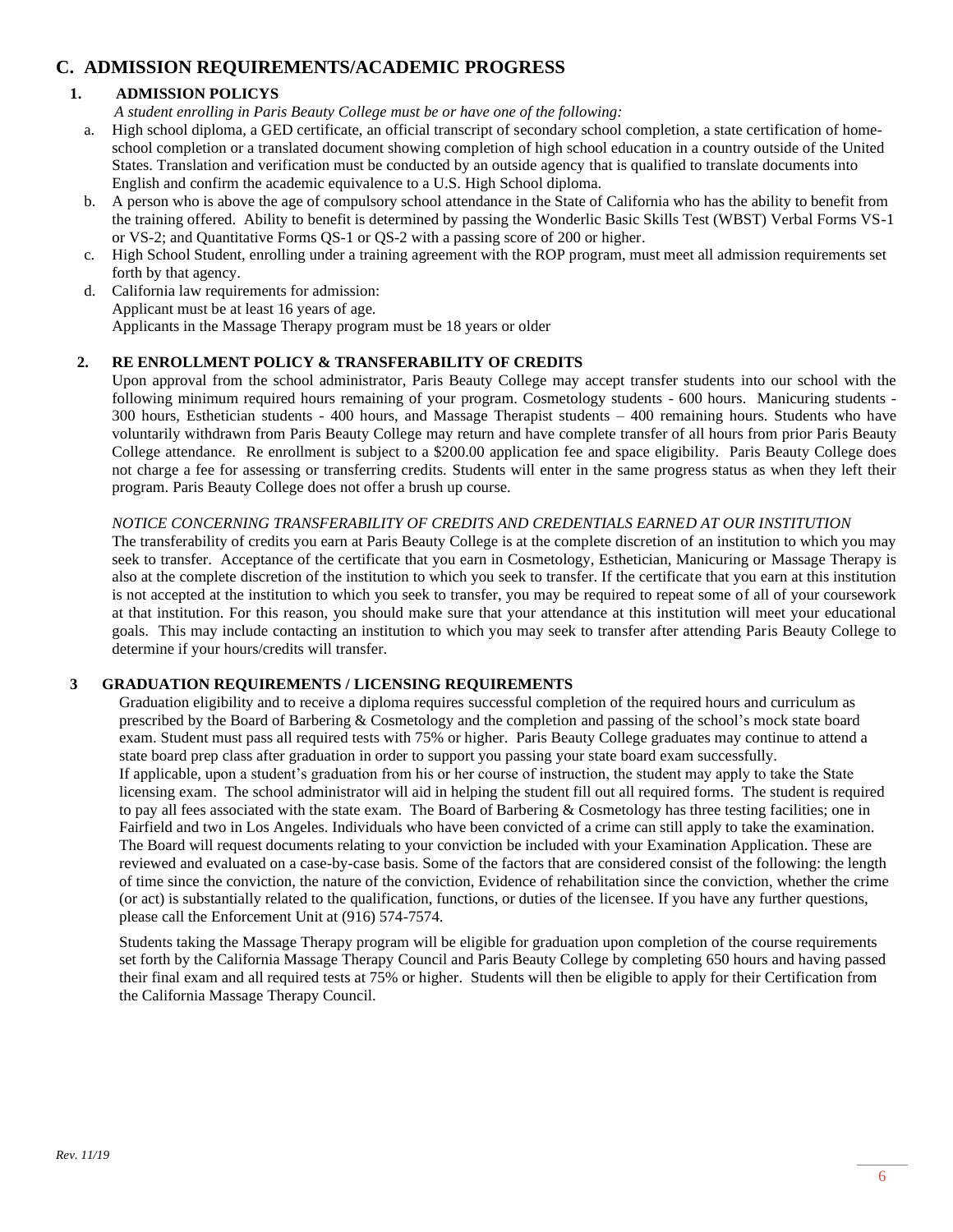## C. ADMISSION REQUIREMENTS/ACADEMIC PROGRESS

### 1. ADMISSION POLICYS

*A student enrolling in Paris Beauty College must be or have one of the following:*

a. High school diploma, a GED certificate, an official transcript of secondary school completion, a state certification of home-school completion or a translated document showing completion of high school education in a country outside of the United States. Translation and verification must be conducted by an outside agency that is qualified to translate documents into English and confirm the academic equivalence to a U.S. High School diploma.

b. A person who is above the age of compulsory school attendance in the State of California who has the ability to benefit from the training offered. Ability to benefit is determined by passing the Wonderlic Basic Skills Test (WBST) Verbal Forms VS-1 or VS-2; and Quantitative Forms QS-1 or QS-2 with a passing score of 200 or higher.

c. High School Student, enrolling under a training agreement with the ROP program, must meet all admission requirements set forth by that agency.

d. California law requirements for admission:
Applicant must be at least 16 years of age.
Applicants in the Massage Therapy program must be 18 years or older

### 2. RE ENROLLMENT POLICY & TRANSFERABILITY OF CREDITS

Upon approval from the school administrator, Paris Beauty College may accept transfer students into our school with the following minimum required hours remaining of your program. Cosmetology students - 600 hours. Manicuring students - 300 hours, Esthetician students - 400 hours, and Massage Therapist students – 400 remaining hours. Students who have voluntarily withdrawn from Paris Beauty College may return and have complete transfer of all hours from prior Paris Beauty College attendance. Re enrollment is subject to a $200.00 application fee and space eligibility. Paris Beauty College does not charge a fee for assessing or transferring credits. Students will enter in the same progress status as when they left their program. Paris Beauty College does not offer a brush up course.

*NOTICE CONCERNING TRANSFERABILITY OF CREDITS AND CREDENTIALS EARNED AT OUR INSTITUTION*

The transferability of credits you earn at Paris Beauty College is at the complete discretion of an institution to which you may seek to transfer. Acceptance of the certificate that you earn in Cosmetology, Esthetician, Manicuring or Massage Therapy is also at the complete discretion of the institution to which you seek to transfer. If the certificate that you earn at this institution is not accepted at the institution to which you seek to transfer, you may be required to repeat some of all of your coursework at that institution. For this reason, you should make sure that your attendance at this institution will meet your educational goals. This may include contacting an institution to which you may seek to transfer after attending Paris Beauty College to determine if your hours/credits will transfer.

### 3 GRADUATION REQUIREMENTS / LICENSING REQUIREMENTS

Graduation eligibility and to receive a diploma requires successful completion of the required hours and curriculum as prescribed by the Board of Barbering & Cosmetology and the completion and passing of the school's mock state board exam. Student must pass all required tests with 75% or higher. Paris Beauty College graduates may continue to attend a state board prep class after graduation in order to support you passing your state board exam successfully.
If applicable, upon a student's graduation from his or her course of instruction, the student may apply to take the State licensing exam. The school administrator will aid in helping the student fill out all required forms. The student is required to pay all fees associated with the state exam. The Board of Barbering & Cosmetology has three testing facilities; one in Fairfield and two in Los Angeles. Individuals who have been convicted of a crime can still apply to take the examination. The Board will request documents relating to your conviction be included with your Examination Application. These are reviewed and evaluated on a case-by-case basis. Some of the factors that are considered consist of the following: the length of time since the conviction, the nature of the conviction, Evidence of rehabilitation since the conviction, whether the crime (or act) is substantially related to the qualification, functions, or duties of the licensee. If you have any further questions, please call the Enforcement Unit at (916) 574-7574.

Students taking the Massage Therapy program will be eligible for graduation upon completion of the course requirements set forth by the California Massage Therapy Council and Paris Beauty College by completing 650 hours and having passed their final exam and all required tests at 75% or higher. Students will then be eligible to apply for their Certification from the California Massage Therapy Council.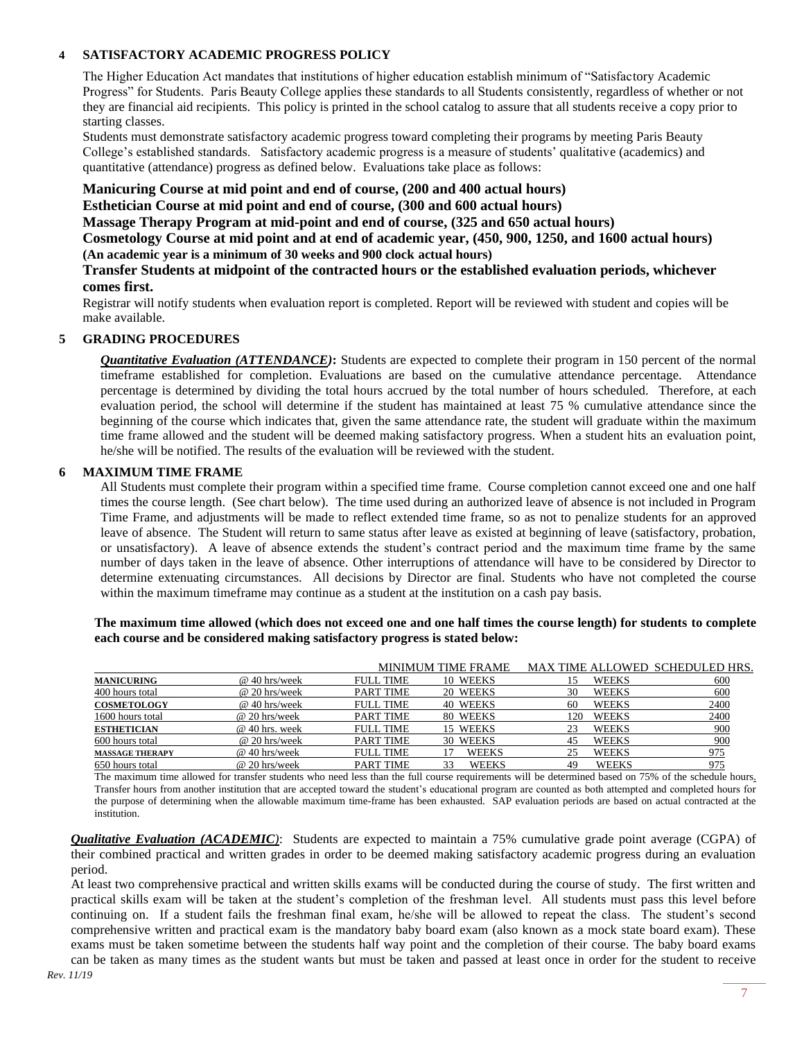## 4 SATISFACTORY ACADEMIC PROGRESS POLICY

The Higher Education Act mandates that institutions of higher education establish minimum of "Satisfactory Academic Progress" for Students. Paris Beauty College applies these standards to all Students consistently, regardless of whether or not they are financial aid recipients. This policy is printed in the school catalog to assure that all students receive a copy prior to starting classes.

Students must demonstrate satisfactory academic progress toward completing their programs by meeting Paris Beauty College's established standards. Satisfactory academic progress is a measure of students' qualitative (academics) and quantitative (attendance) progress as defined below. Evaluations take place as follows:

**Manicuring Course at mid point and end of course, (200 and 400 actual hours)**
**Esthetician Course at mid point and end of course, (300 and 600 actual hours)**
**Massage Therapy Program at mid-point and end of course, (325 and 650 actual hours)**
**Cosmetology Course at mid point and at end of academic year, (450, 900, 1250, and 1600 actual hours)**
**(An academic year is a minimum of 30 weeks and 900 clock actual hours)**
**Transfer Students at midpoint of the contracted hours or the established evaluation periods, whichever comes first.**

Registrar will notify students when evaluation report is completed. Report will be reviewed with student and copies will be make available.

## 5 GRADING PROCEDURES

***Quantitative Evaluation (ATTENDANCE)*:** Students are expected to complete their program in 150 percent of the normal timeframe established for completion. Evaluations are based on the cumulative attendance percentage. Attendance percentage is determined by dividing the total hours accrued by the total number of hours scheduled. Therefore, at each evaluation period, the school will determine if the student has maintained at least 75 % cumulative attendance since the beginning of the course which indicates that, given the same attendance rate, the student will graduate within the maximum time frame allowed and the student will be deemed making satisfactory progress. When a student hits an evaluation point, he/she will be notified. The results of the evaluation will be reviewed with the student.

## 6 MAXIMUM TIME FRAME

All Students must complete their program within a specified time frame. Course completion cannot exceed one and one half times the course length. (See chart below). The time used during an authorized leave of absence is not included in Program Time Frame, and adjustments will be made to reflect extended time frame, so as not to penalize students for an approved leave of absence. The Student will return to same status after leave as existed at beginning of leave (satisfactory, probation, or unsatisfactory). A leave of absence extends the student's contract period and the maximum time frame by the same number of days taken in the leave of absence. Other interruptions of attendance will have to be considered by Director to determine extenuating circumstances. All decisions by Director are final. Students who have not completed the course within the maximum timeframe may continue as a student at the institution on a cash pay basis.

**The maximum time allowed (which does not exceed one and one half times the course length) for students to complete each course and be considered making satisfactory progress is stated below:**

| | | | MINIMUM TIME FRAME | MAX TIME ALLOWED | SCHEDULED HRS. |
|---|---|---|---|---|---|
| **MANICURING** | @ 40 hrs/week | FULL TIME | 10 WEEKS | 15 WEEKS | 600 |
| 400 hours total | @ 20 hrs/week | PART TIME | 20 WEEKS | 30 WEEKS | 600 |
| **COSMETOLOGY** | @ 40 hrs/week | FULL TIME | 40 WEEKS | 60 WEEKS | 2400 |
| 1600 hours total | @ 20 hrs/week | PART TIME | 80 WEEKS | 120 WEEKS | 2400 |
| **ESTHETICIAN** | @ 40 hrs. week | FULL TIME | 15 WEEKS | 23 WEEKS | 900 |
| 600 hours total | @ 20 hrs/week | PART TIME | 30 WEEKS | 45 WEEKS | 900 |
| **MASSAGE THERAPY** | @ 40 hrs/week | FULL TIME | 17 WEEKS | 25 WEEKS | 975 |
| 650 hours total | @ 20 hrs/week | PART TIME | 33 WEEKS | 49 WEEKS | 975 |

The maximum time allowed for transfer students who need less than the full course requirements will be determined based on 75% of the schedule hours. Transfer hours from another institution that are accepted toward the student's educational program are counted as both attempted and completed hours for the purpose of determining when the allowable maximum time-frame has been exhausted. SAP evaluation periods are based on actual contracted at the institution.

***Qualitative Evaluation (ACADEMIC)*:** Students are expected to maintain a 75% cumulative grade point average (CGPA) of their combined practical and written grades in order to be deemed making satisfactory academic progress during an evaluation period.

At least two comprehensive practical and written skills exams will be conducted during the course of study. The first written and practical skills exam will be taken at the student's completion of the freshman level. All students must pass this level before continuing on. If a student fails the freshman final exam, he/she will be allowed to repeat the class. The student's second comprehensive written and practical exam is the mandatory baby board exam (also known as a mock state board exam). These exams must be taken sometime between the students half way point and the completion of their course. The baby board exams can be taken as many times as the student wants but must be taken and passed at least once in order for the student to receive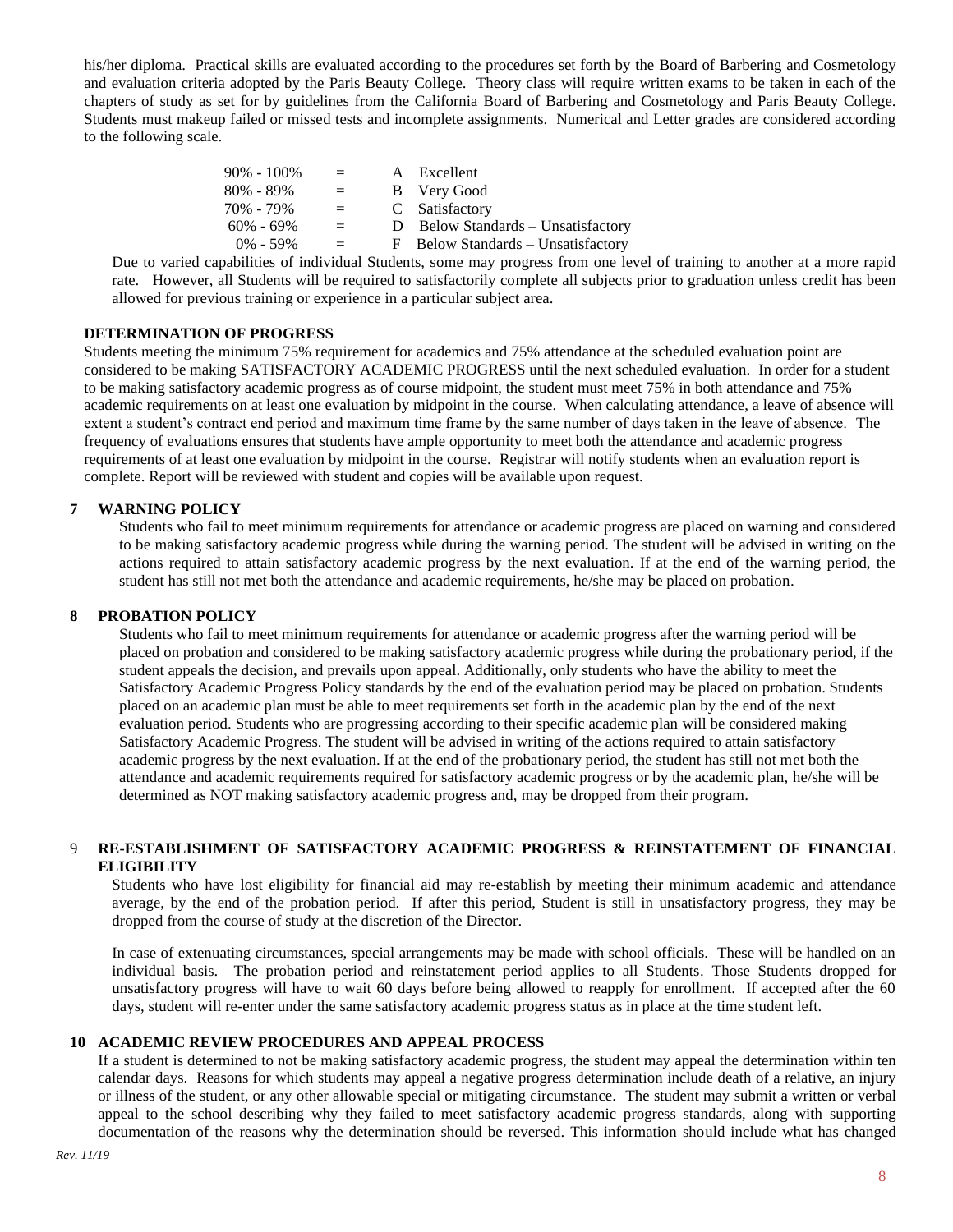his/her diploma. Practical skills are evaluated according to the procedures set forth by the Board of Barbering and Cosmetology and evaluation criteria adopted by the Paris Beauty College. Theory class will require written exams to be taken in each of the chapters of study as set for by guidelines from the California Board of Barbering and Cosmetology and Paris Beauty College. Students must makeup failed or missed tests and incomplete assignments. Numerical and Letter grades are considered according to the following scale.

| | | |
|---|---|---|
| 90% - 100% | = | A Excellent |
| 80% - 89% | = | B Very Good |
| 70% - 79% | = | C Satisfactory |
| 60% - 69% | = | D Below Standards – Unsatisfactory |
| 0% - 59% | = | F Below Standards – Unsatisfactory |

Due to varied capabilities of individual Students, some may progress from one level of training to another at a more rapid rate. However, all Students will be required to satisfactorily complete all subjects prior to graduation unless credit has been allowed for previous training or experience in a particular subject area.

**DETERMINATION OF PROGRESS**

Students meeting the minimum 75% requirement for academics and 75% attendance at the scheduled evaluation point are considered to be making SATISFACTORY ACADEMIC PROGRESS until the next scheduled evaluation. In order for a student to be making satisfactory academic progress as of course midpoint, the student must meet 75% in both attendance and 75% academic requirements on at least one evaluation by midpoint in the course. When calculating attendance, a leave of absence will extent a student's contract end period and maximum time frame by the same number of days taken in the leave of absence. The frequency of evaluations ensures that students have ample opportunity to meet both the attendance and academic progress requirements of at least one evaluation by midpoint in the course. Registrar will notify students when an evaluation report is complete. Report will be reviewed with student and copies will be available upon request.

**7 WARNING POLICY**

Students who fail to meet minimum requirements for attendance or academic progress are placed on warning and considered to be making satisfactory academic progress while during the warning period. The student will be advised in writing on the actions required to attain satisfactory academic progress by the next evaluation. If at the end of the warning period, the student has still not met both the attendance and academic requirements, he/she may be placed on probation.

**8 PROBATION POLICY**

Students who fail to meet minimum requirements for attendance or academic progress after the warning period will be placed on probation and considered to be making satisfactory academic progress while during the probationary period, if the student appeals the decision, and prevails upon appeal. Additionally, only students who have the ability to meet the Satisfactory Academic Progress Policy standards by the end of the evaluation period may be placed on probation. Students placed on an academic plan must be able to meet requirements set forth in the academic plan by the end of the next evaluation period. Students who are progressing according to their specific academic plan will be considered making Satisfactory Academic Progress. The student will be advised in writing of the actions required to attain satisfactory academic progress by the next evaluation. If at the end of the probationary period, the student has still not met both the attendance and academic requirements required for satisfactory academic progress or by the academic plan, he/she will be determined as NOT making satisfactory academic progress and, may be dropped from their program.

**9 RE-ESTABLISHMENT OF SATISFACTORY ACADEMIC PROGRESS & REINSTATEMENT OF FINANCIAL ELIGIBILITY**

Students who have lost eligibility for financial aid may re-establish by meeting their minimum academic and attendance average, by the end of the probation period. If after this period, Student is still in unsatisfactory progress, they may be dropped from the course of study at the discretion of the Director.

In case of extenuating circumstances, special arrangements may be made with school officials. These will be handled on an individual basis. The probation period and reinstatement period applies to all Students. Those Students dropped for unsatisfactory progress will have to wait 60 days before being allowed to reapply for enrollment. If accepted after the 60 days, student will re-enter under the same satisfactory academic progress status as in place at the time student left.

**10 ACADEMIC REVIEW PROCEDURES AND APPEAL PROCESS**

If a student is determined to not be making satisfactory academic progress, the student may appeal the determination within ten calendar days. Reasons for which students may appeal a negative progress determination include death of a relative, an injury or illness of the student, or any other allowable special or mitigating circumstance. The student may submit a written or verbal appeal to the school describing why they failed to meet satisfactory academic progress standards, along with supporting documentation of the reasons why the determination should be reversed. This information should include what has changed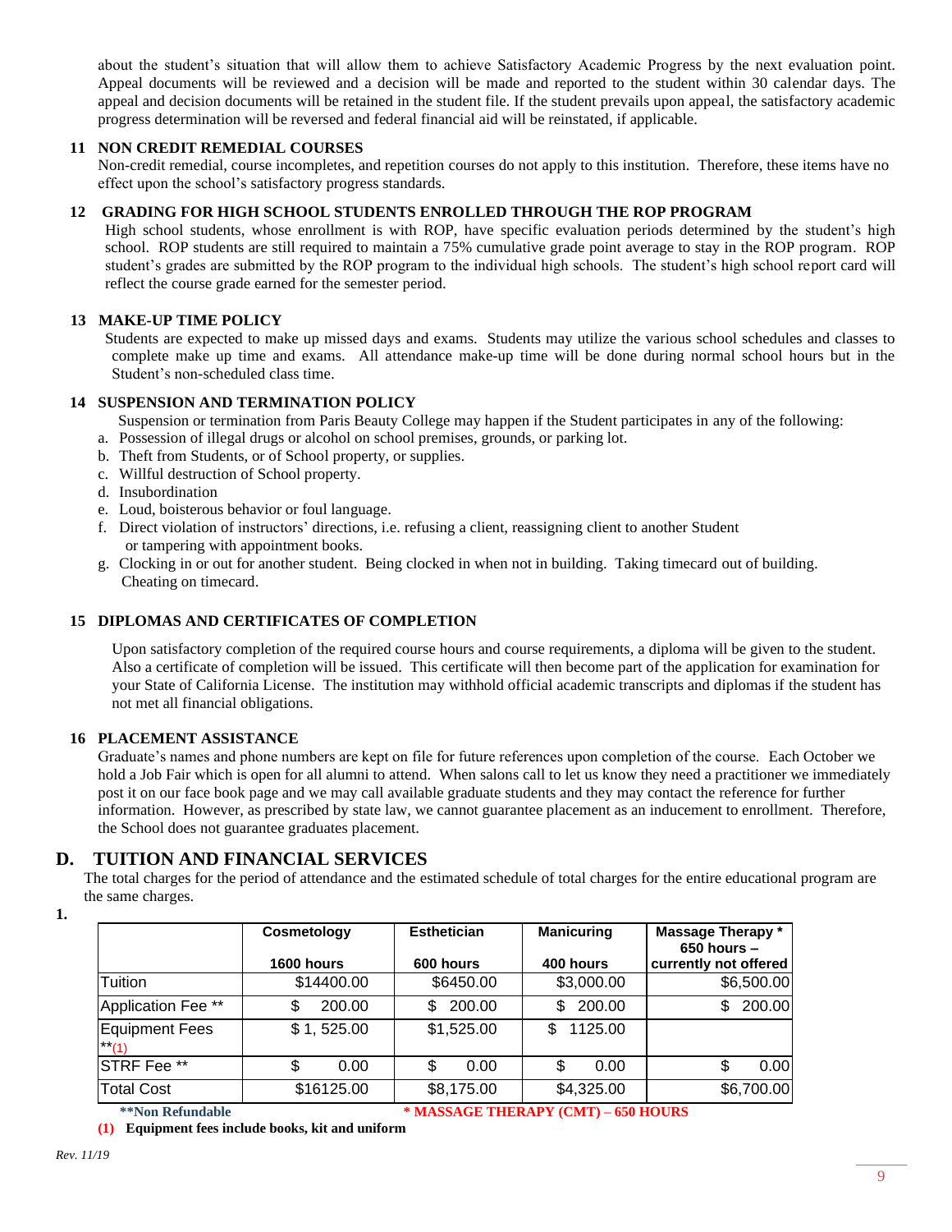about the student's situation that will allow them to achieve Satisfactory Academic Progress by the next evaluation point. Appeal documents will be reviewed and a decision will be made and reported to the student within 30 calendar days. The appeal and decision documents will be retained in the student file. If the student prevails upon appeal, the satisfactory academic progress determination will be reversed and federal financial aid will be reinstated, if applicable.

**11 NON CREDIT REMEDIAL COURSES**

Non-credit remedial, course incompletes, and repetition courses do not apply to this institution. Therefore, these items have no effect upon the school's satisfactory progress standards.

**12 GRADING FOR HIGH SCHOOL STUDENTS ENROLLED THROUGH THE ROP PROGRAM**

High school students, whose enrollment is with ROP, have specific evaluation periods determined by the student's high school. ROP students are still required to maintain a 75% cumulative grade point average to stay in the ROP program. ROP student's grades are submitted by the ROP program to the individual high schools. The student's high school report card will reflect the course grade earned for the semester period.

**13 MAKE-UP TIME POLICY**

Students are expected to make up missed days and exams. Students may utilize the various school schedules and classes to complete make up time and exams. All attendance make-up time will be done during normal school hours but in the Student's non-scheduled class time.

**14 SUSPENSION AND TERMINATION POLICY**

Suspension or termination from Paris Beauty College may happen if the Student participates in any of the following:

a. Possession of illegal drugs or alcohol on school premises, grounds, or parking lot.
b. Theft from Students, or of School property, or supplies.
c. Willful destruction of School property.
d. Insubordination
e. Loud, boisterous behavior or foul language.
f. Direct violation of instructors' directions, i.e. refusing a client, reassigning client to another Student or tampering with appointment books.
g. Clocking in or out for another student. Being clocked in when not in building. Taking timecard out of building. Cheating on timecard.

**15 DIPLOMAS AND CERTIFICATES OF COMPLETION**

Upon satisfactory completion of the required course hours and course requirements, a diploma will be given to the student. Also a certificate of completion will be issued. This certificate will then become part of the application for examination for your State of California License. The institution may withhold official academic transcripts and diplomas if the student has not met all financial obligations.

**16 PLACEMENT ASSISTANCE**

Graduate's names and phone numbers are kept on file for future references upon completion of the course. Each October we hold a Job Fair which is open for all alumni to attend. When salons call to let us know they need a practitioner we immediately post it on our face book page and we may call available graduate students and they may contact the reference for further information. However, as prescribed by state law, we cannot guarantee placement as an inducement to enrollment. Therefore, the School does not guarantee graduates placement.

## D. TUITION AND FINANCIAL SERVICES

The total charges for the period of attendance and the estimated schedule of total charges for the entire educational program are the same charges.

**1.**

| | Cosmetology<br>1600 hours | Esthetician<br>600 hours | Manicuring<br>400 hours | Massage Therapy *<br>650 hours – currently not offered |
|---|---|---|---|---|
| Tuition | $14400.00 | $6450.00 | $3,000.00 | $6,500.00 |
| Application Fee ** | $ 200.00 | $ 200.00 | $ 200.00 | $ 200.00 |
| Equipment Fees **(1) | $ 1, 525.00 | $1,525.00 | $ 1125.00 | |
| STRF Fee ** | $ 0.00 | $ 0.00 | $ 0.00 | $ 0.00 |
| Total Cost | $16125.00 | $8,175.00 | $4,325.00 | $6,700.00 |

**\*\*Non Refundable** **\* MASSAGE THERAPY (CMT) – 650 HOURS**

**(1) Equipment fees include books, kit and uniform**

*Rev. 11/19*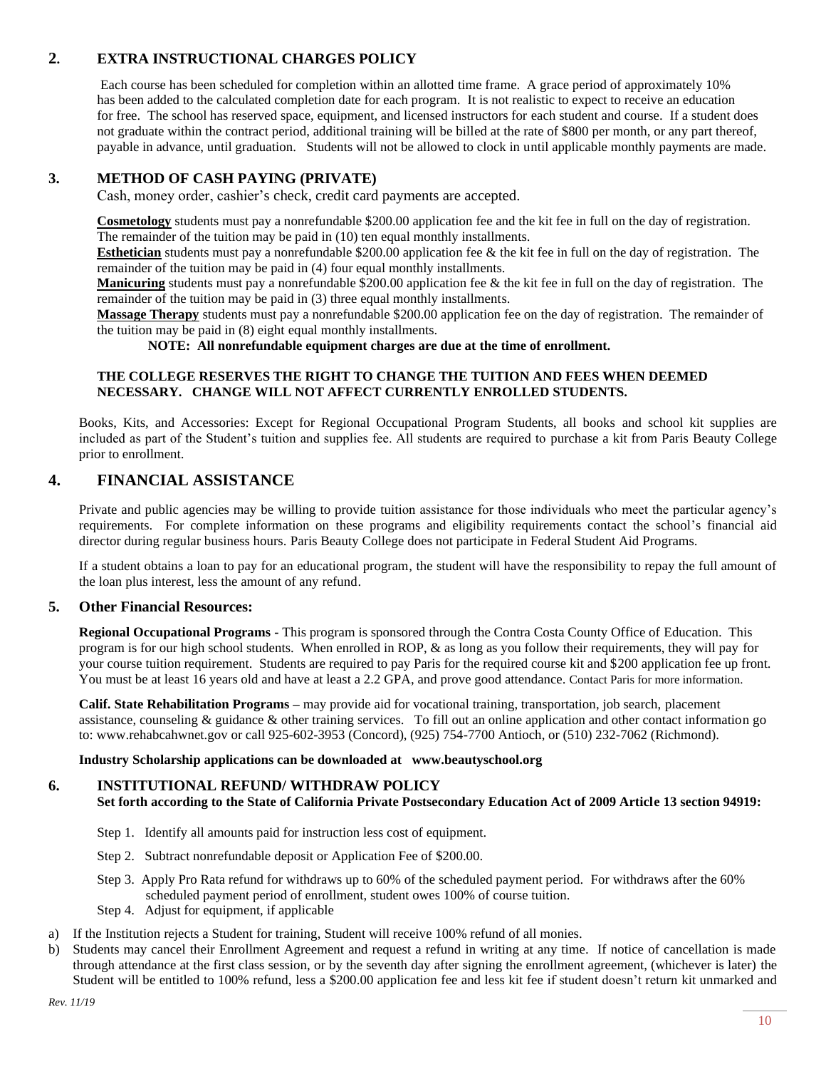## 2. EXTRA INSTRUCTIONAL CHARGES POLICY

Each course has been scheduled for completion within an allotted time frame. A grace period of approximately 10% has been added to the calculated completion date for each program. It is not realistic to expect to receive an education for free. The school has reserved space, equipment, and licensed instructors for each student and course. If a student does not graduate within the contract period, additional training will be billed at the rate of $800 per month, or any part thereof, payable in advance, until graduation. Students will not be allowed to clock in until applicable monthly payments are made.

## 3. METHOD OF CASH PAYING (PRIVATE)

Cash, money order, cashier's check, credit card payments are accepted.

**Cosmetology** students must pay a nonrefundable $200.00 application fee and the kit fee in full on the day of registration. The remainder of the tuition may be paid in (10) ten equal monthly installments.

**Esthetician** students must pay a nonrefundable $200.00 application fee & the kit fee in full on the day of registration. The remainder of the tuition may be paid in (4) four equal monthly installments.

**Manicuring** students must pay a nonrefundable $200.00 application fee & the kit fee in full on the day of registration. The remainder of the tuition may be paid in (3) three equal monthly installments.

**Massage Therapy** students must pay a nonrefundable $200.00 application fee on the day of registration. The remainder of the tuition may be paid in (8) eight equal monthly installments.

**NOTE: All nonrefundable equipment charges are due at the time of enrollment.**

**THE COLLEGE RESERVES THE RIGHT TO CHANGE THE TUITION AND FEES WHEN DEEMED NECESSARY. CHANGE WILL NOT AFFECT CURRENTLY ENROLLED STUDENTS.**

Books, Kits, and Accessories: Except for Regional Occupational Program Students, all books and school kit supplies are included as part of the Student's tuition and supplies fee. All students are required to purchase a kit from Paris Beauty College prior to enrollment.

## 4. FINANCIAL ASSISTANCE

Private and public agencies may be willing to provide tuition assistance for those individuals who meet the particular agency's requirements. For complete information on these programs and eligibility requirements contact the school's financial aid director during regular business hours. Paris Beauty College does not participate in Federal Student Aid Programs.

If a student obtains a loan to pay for an educational program, the student will have the responsibility to repay the full amount of the loan plus interest, less the amount of any refund.

## 5. Other Financial Resources:

**Regional Occupational Programs -** This program is sponsored through the Contra Costa County Office of Education. This program is for our high school students. When enrolled in ROP, & as long as you follow their requirements, they will pay for your course tuition requirement. Students are required to pay Paris for the required course kit and $200 application fee up front. You must be at least 16 years old and have at least a 2.2 GPA, and prove good attendance. Contact Paris for more information.

**Calif. State Rehabilitation Programs –** may provide aid for vocational training, transportation, job search, placement assistance, counseling & guidance & other training services. To fill out an online application and other contact information go to: www.rehabcahwnet.gov or call 925-602-3953 (Concord), (925) 754-7700 Antioch, or (510) 232-7062 (Richmond).

**Industry Scholarship applications can be downloaded at www.beautyschool.org**

## 6. INSTITUTIONAL REFUND/ WITHDRAW POLICY

**Set forth according to the State of California Private Postsecondary Education Act of 2009 Article 13 section 94919:**

Step 1. Identify all amounts paid for instruction less cost of equipment.

Step 2. Subtract nonrefundable deposit or Application Fee of $200.00.

Step 3. Apply Pro Rata refund for withdraws up to 60% of the scheduled payment period. For withdraws after the 60% scheduled payment period of enrollment, student owes 100% of course tuition.

Step 4. Adjust for equipment, if applicable

a) If the Institution rejects a Student for training, Student will receive 100% refund of all monies.

b) Students may cancel their Enrollment Agreement and request a refund in writing at any time. If notice of cancellation is made through attendance at the first class session, or by the seventh day after signing the enrollment agreement, (whichever is later) the Student will be entitled to 100% refund, less a $200.00 application fee and less kit fee if student doesn't return kit unmarked and

*Rev. 11/19*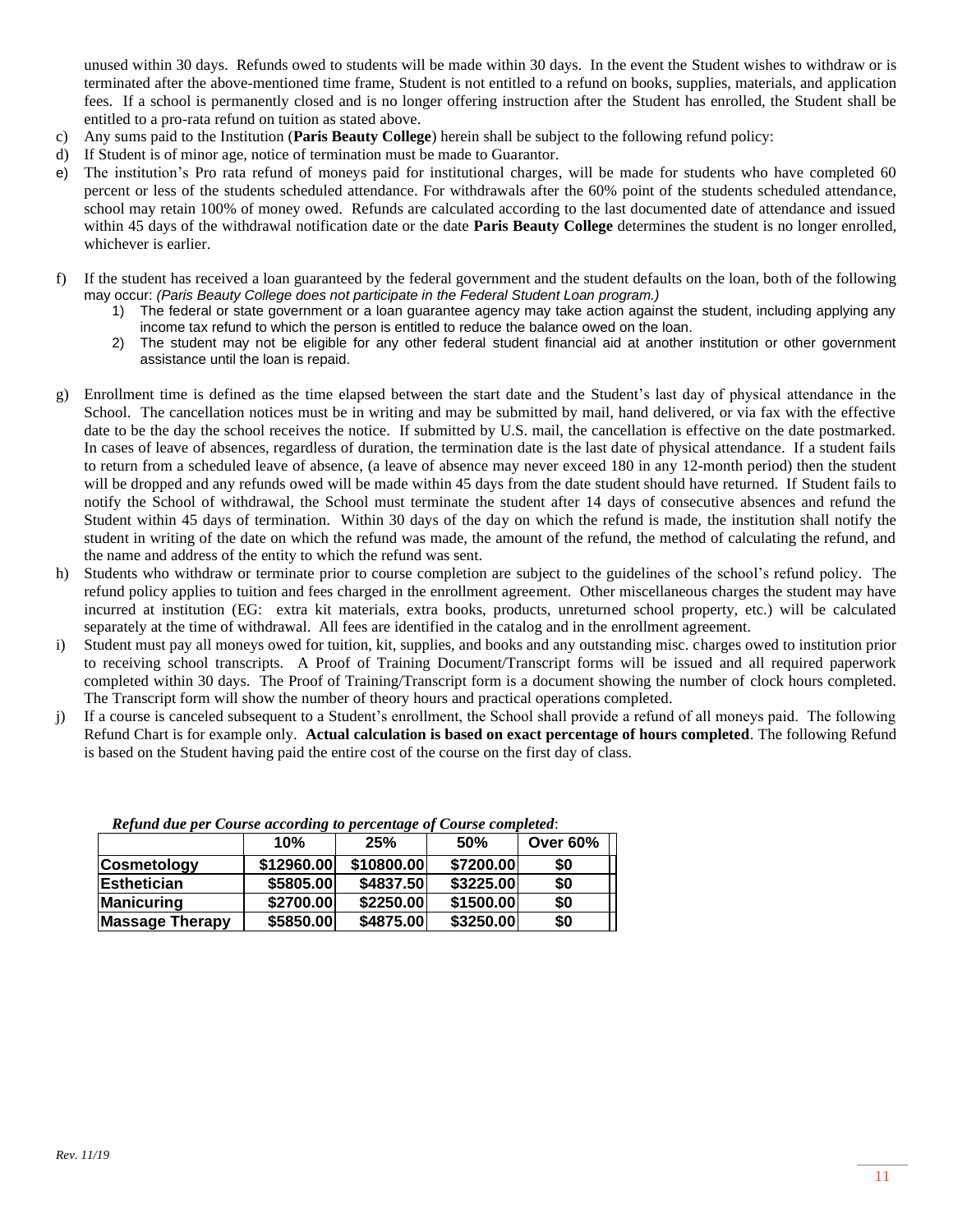unused within 30 days. Refunds owed to students will be made within 30 days. In the event the Student wishes to withdraw or is terminated after the above-mentioned time frame, Student is not entitled to a refund on books, supplies, materials, and application fees. If a school is permanently closed and is no longer offering instruction after the Student has enrolled, the Student shall be entitled to a pro-rata refund on tuition as stated above.

c) Any sums paid to the Institution (**Paris Beauty College**) herein shall be subject to the following refund policy:
d) If Student is of minor age, notice of termination must be made to Guarantor.
e) The institution's Pro rata refund of moneys paid for institutional charges, will be made for students who have completed 60 percent or less of the students scheduled attendance. For withdrawals after the 60% point of the students scheduled attendance, school may retain 100% of money owed. Refunds are calculated according to the last documented date of attendance and issued within 45 days of the withdrawal notification date or the date **Paris Beauty College** determines the student is no longer enrolled, whichever is earlier.

f) If the student has received a loan guaranteed by the federal government and the student defaults on the loan, both of the following may occur: *(Paris Beauty College does not participate in the Federal Student Loan program.)*
   1) The federal or state government or a loan guarantee agency may take action against the student, including applying any income tax refund to which the person is entitled to reduce the balance owed on the loan.
   2) The student may not be eligible for any other federal student financial aid at another institution or other government assistance until the loan is repaid.

g) Enrollment time is defined as the time elapsed between the start date and the Student's last day of physical attendance in the School. The cancellation notices must be in writing and may be submitted by mail, hand delivered, or via fax with the effective date to be the day the school receives the notice. If submitted by U.S. mail, the cancellation is effective on the date postmarked. In cases of leave of absences, regardless of duration, the termination date is the last date of physical attendance. If a student fails to return from a scheduled leave of absence, (a leave of absence may never exceed 180 in any 12-month period) then the student will be dropped and any refunds owed will be made within 45 days from the date student should have returned. If Student fails to notify the School of withdrawal, the School must terminate the student after 14 days of consecutive absences and refund the Student within 45 days of termination. Within 30 days of the day on which the refund is made, the institution shall notify the student in writing of the date on which the refund was made, the amount of the refund, the method of calculating the refund, and the name and address of the entity to which the refund was sent.
h) Students who withdraw or terminate prior to course completion are subject to the guidelines of the school's refund policy. The refund policy applies to tuition and fees charged in the enrollment agreement. Other miscellaneous charges the student may have incurred at institution (EG: extra kit materials, extra books, products, unreturned school property, etc.) will be calculated separately at the time of withdrawal. All fees are identified in the catalog and in the enrollment agreement.
i) Student must pay all moneys owed for tuition, kit, supplies, and books and any outstanding misc. charges owed to institution prior to receiving school transcripts. A Proof of Training Document/Transcript forms will be issued and all required paperwork completed within 30 days. The Proof of Training/Transcript form is a document showing the number of clock hours completed. The Transcript form will show the number of theory hours and practical operations completed.
j) If a course is canceled subsequent to a Student's enrollment, the School shall provide a refund of all moneys paid. The following Refund Chart is for example only. **Actual calculation is based on exact percentage of hours completed**. The following Refund is based on the Student having paid the entire cost of the course on the first day of class.

***Refund due per Course according to percentage of Course completed***:

| | 10% | 25% | 50% | Over 60% |
|---|---|---|---|---|
| **Cosmetology** | $12960.00 | $10800.00 | $7200.00 | $0 |
| **Esthetician** | $5805.00 | $4837.50 | $3225.00 | $0 |
| **Manicuring** | $2700.00 | $2250.00 | $1500.00 | $0 |
| **Massage Therapy** | $5850.00 | $4875.00 | $3250.00 | $0 |

*Rev. 11/19*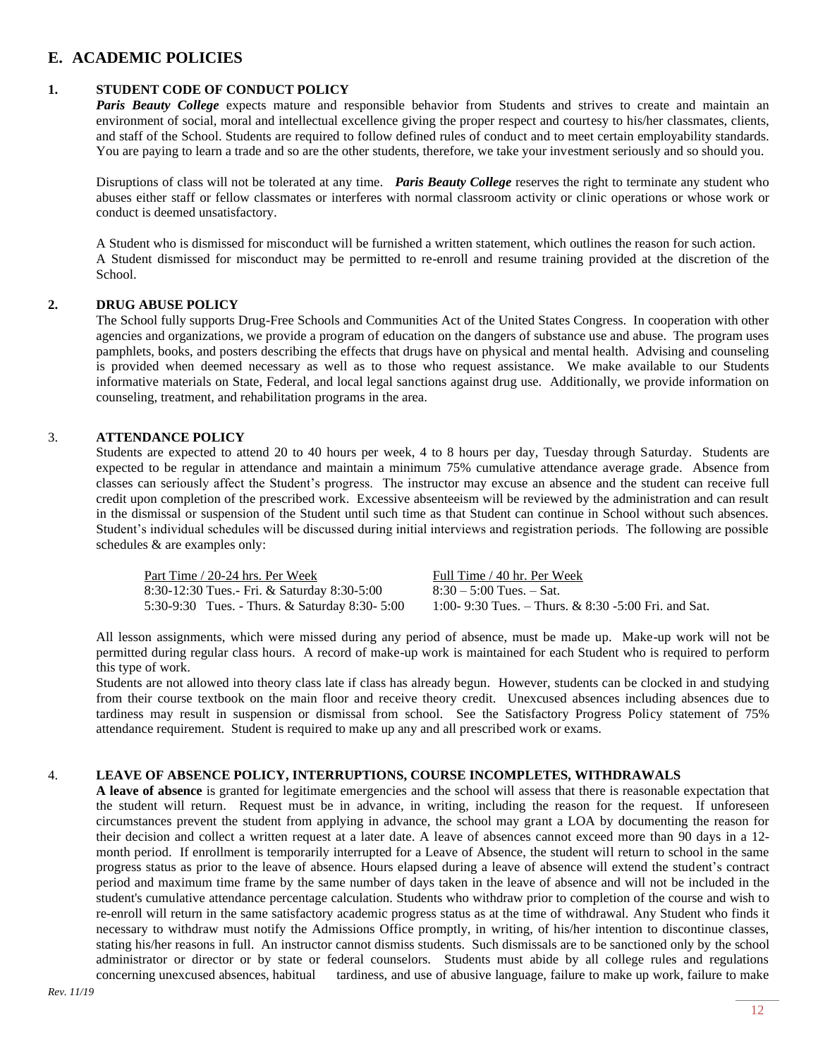## E. ACADEMIC POLICIES

### 1. STUDENT CODE OF CONDUCT POLICY

***Paris Beauty College*** expects mature and responsible behavior from Students and strives to create and maintain an environment of social, moral and intellectual excellence giving the proper respect and courtesy to his/her classmates, clients, and staff of the School. Students are required to follow defined rules of conduct and to meet certain employability standards. You are paying to learn a trade and so are the other students, therefore, we take your investment seriously and so should you.

Disruptions of class will not be tolerated at any time. ***Paris Beauty College*** reserves the right to terminate any student who abuses either staff or fellow classmates or interferes with normal classroom activity or clinic operations or whose work or conduct is deemed unsatisfactory.

A Student who is dismissed for misconduct will be furnished a written statement, which outlines the reason for such action. A Student dismissed for misconduct may be permitted to re-enroll and resume training provided at the discretion of the School.

### 2. DRUG ABUSE POLICY

The School fully supports Drug-Free Schools and Communities Act of the United States Congress. In cooperation with other agencies and organizations, we provide a program of education on the dangers of substance use and abuse. The program uses pamphlets, books, and posters describing the effects that drugs have on physical and mental health. Advising and counseling is provided when deemed necessary as well as to those who request assistance. We make available to our Students informative materials on State, Federal, and local legal sanctions against drug use. Additionally, we provide information on counseling, treatment, and rehabilitation programs in the area.

### 3. ATTENDANCE POLICY

Students are expected to attend 20 to 40 hours per week, 4 to 8 hours per day, Tuesday through Saturday. Students are expected to be regular in attendance and maintain a minimum 75% cumulative attendance average grade. Absence from classes can seriously affect the Student's progress. The instructor may excuse an absence and the student can receive full credit upon completion of the prescribed work. Excessive absenteeism will be reviewed by the administration and can result in the dismissal or suspension of the Student until such time as that Student can continue in School without such absences. Student's individual schedules will be discussed during initial interviews and registration periods. The following are possible schedules & are examples only:

| Part Time / 20-24 hrs. Per Week | Full Time / 40 hr. Per Week |
|---|---|
| 8:30-12:30 Tues.- Fri. & Saturday 8:30-5:00 | 8:30 – 5:00 Tues. – Sat. |
| 5:30-9:30 Tues. - Thurs. & Saturday 8:30- 5:00 | 1:00- 9:30 Tues. – Thurs. & 8:30 -5:00 Fri. and Sat. |

All lesson assignments, which were missed during any period of absence, must be made up. Make-up work will not be permitted during regular class hours. A record of make-up work is maintained for each Student who is required to perform this type of work.

Students are not allowed into theory class late if class has already begun. However, students can be clocked in and studying from their course textbook on the main floor and receive theory credit. Unexcused absences including absences due to tardiness may result in suspension or dismissal from school. See the Satisfactory Progress Policy statement of 75% attendance requirement. Student is required to make up any and all prescribed work or exams.

### 4. LEAVE OF ABSENCE POLICY, INTERRUPTIONS, COURSE INCOMPLETES, WITHDRAWALS

**A leave of absence** is granted for legitimate emergencies and the school will assess that there is reasonable expectation that the student will return. Request must be in advance, in writing, including the reason for the request. If unforeseen circumstances prevent the student from applying in advance, the school may grant a LOA by documenting the reason for their decision and collect a written request at a later date. A leave of absences cannot exceed more than 90 days in a 12-month period. If enrollment is temporarily interrupted for a Leave of Absence, the student will return to school in the same progress status as prior to the leave of absence. Hours elapsed during a leave of absence will extend the student's contract period and maximum time frame by the same number of days taken in the leave of absence and will not be included in the student's cumulative attendance percentage calculation. Students who withdraw prior to completion of the course and wish to re-enroll will return in the same satisfactory academic progress status as at the time of withdrawal. Any Student who finds it necessary to withdraw must notify the Admissions Office promptly, in writing, of his/her intention to discontinue classes, stating his/her reasons in full. An instructor cannot dismiss students. Such dismissals are to be sanctioned only by the school administrator or director or by state or federal counselors. Students must abide by all college rules and regulations concerning unexcused absences, habitual tardiness, and use of abusive language, failure to make up work, failure to make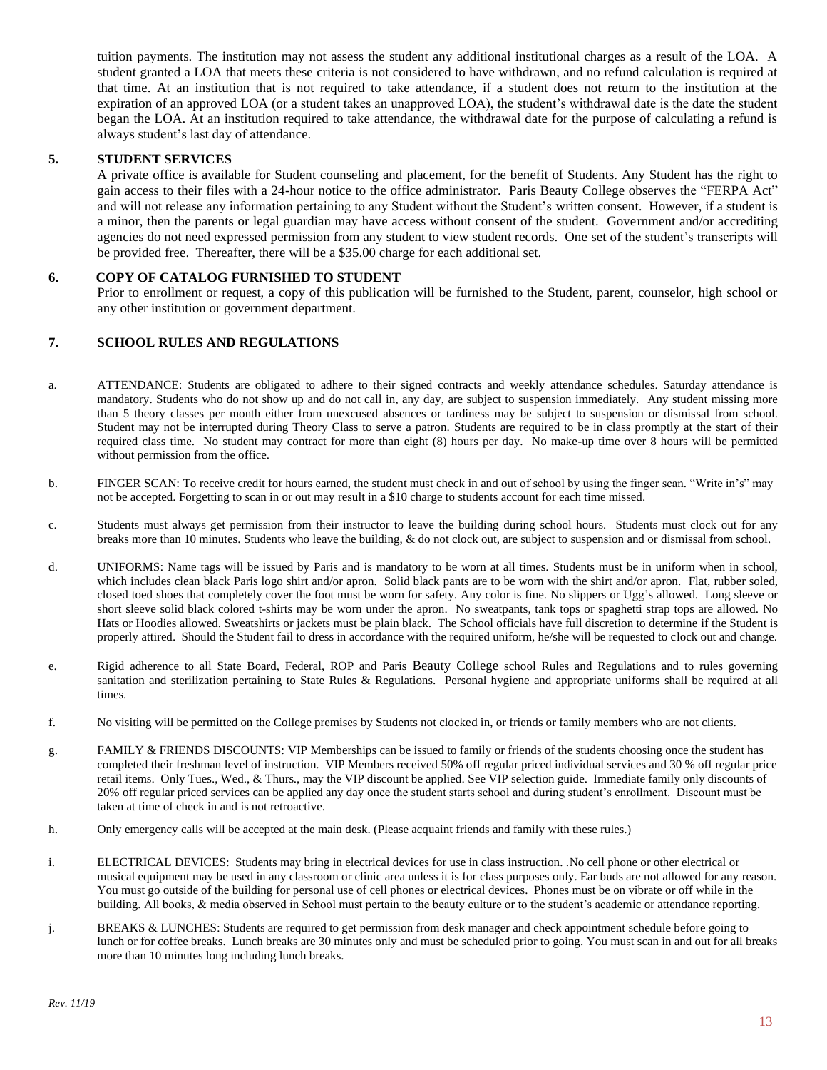tuition payments. The institution may not assess the student any additional institutional charges as a result of the LOA. A student granted a LOA that meets these criteria is not considered to have withdrawn, and no refund calculation is required at that time. At an institution that is not required to take attendance, if a student does not return to the institution at the expiration of an approved LOA (or a student takes an unapproved LOA), the student's withdrawal date is the date the student began the LOA. At an institution required to take attendance, the withdrawal date for the purpose of calculating a refund is always student's last day of attendance.

## 5. STUDENT SERVICES

A private office is available for Student counseling and placement, for the benefit of Students. Any Student has the right to gain access to their files with a 24-hour notice to the office administrator. Paris Beauty College observes the "FERPA Act" and will not release any information pertaining to any Student without the Student's written consent. However, if a student is a minor, then the parents or legal guardian may have access without consent of the student. Government and/or accrediting agencies do not need expressed permission from any student to view student records. One set of the student's transcripts will be provided free. Thereafter, there will be a $35.00 charge for each additional set.

## 6. COPY OF CATALOG FURNISHED TO STUDENT

Prior to enrollment or request, a copy of this publication will be furnished to the Student, parent, counselor, high school or any other institution or government department.

## 7. SCHOOL RULES AND REGULATIONS

a. ATTENDANCE: Students are obligated to adhere to their signed contracts and weekly attendance schedules. Saturday attendance is mandatory. Students who do not show up and do not call in, any day, are subject to suspension immediately. Any student missing more than 5 theory classes per month either from unexcused absences or tardiness may be subject to suspension or dismissal from school. Student may not be interrupted during Theory Class to serve a patron. Students are required to be in class promptly at the start of their required class time. No student may contract for more than eight (8) hours per day. No make-up time over 8 hours will be permitted without permission from the office.

b. FINGER SCAN: To receive credit for hours earned, the student must check in and out of school by using the finger scan. "Write in's" may not be accepted. Forgetting to scan in or out may result in a $10 charge to students account for each time missed.

c. Students must always get permission from their instructor to leave the building during school hours. Students must clock out for any breaks more than 10 minutes. Students who leave the building, & do not clock out, are subject to suspension and or dismissal from school.

d. UNIFORMS: Name tags will be issued by Paris and is mandatory to be worn at all times. Students must be in uniform when in school, which includes clean black Paris logo shirt and/or apron. Solid black pants are to be worn with the shirt and/or apron. Flat, rubber soled, closed toed shoes that completely cover the foot must be worn for safety. Any color is fine. No slippers or Ugg's allowed. Long sleeve or short sleeve solid black colored t-shirts may be worn under the apron. No sweatpants, tank tops or spaghetti strap tops are allowed. No Hats or Hoodies allowed. Sweatshirts or jackets must be plain black. The School officials have full discretion to determine if the Student is properly attired. Should the Student fail to dress in accordance with the required uniform, he/she will be requested to clock out and change.

e. Rigid adherence to all State Board, Federal, ROP and Paris Beauty College school Rules and Regulations and to rules governing sanitation and sterilization pertaining to State Rules & Regulations. Personal hygiene and appropriate uniforms shall be required at all times.

f. No visiting will be permitted on the College premises by Students not clocked in, or friends or family members who are not clients.

g. FAMILY & FRIENDS DISCOUNTS: VIP Memberships can be issued to family or friends of the students choosing once the student has completed their freshman level of instruction. VIP Members received 50% off regular priced individual services and 30 % off regular price retail items. Only Tues., Wed., & Thurs., may the VIP discount be applied. See VIP selection guide. Immediate family only discounts of 20% off regular priced services can be applied any day once the student starts school and during student's enrollment. Discount must be taken at time of check in and is not retroactive.

h. Only emergency calls will be accepted at the main desk. (Please acquaint friends and family with these rules.)

i. ELECTRICAL DEVICES: Students may bring in electrical devices for use in class instruction. .No cell phone or other electrical or musical equipment may be used in any classroom or clinic area unless it is for class purposes only. Ear buds are not allowed for any reason. You must go outside of the building for personal use of cell phones or electrical devices. Phones must be on vibrate or off while in the building. All books, & media observed in School must pertain to the beauty culture or to the student's academic or attendance reporting.

j. BREAKS & LUNCHES: Students are required to get permission from desk manager and check appointment schedule before going to lunch or for coffee breaks. Lunch breaks are 30 minutes only and must be scheduled prior to going. You must scan in and out for all breaks more than 10 minutes long including lunch breaks.

*Rev. 11/19*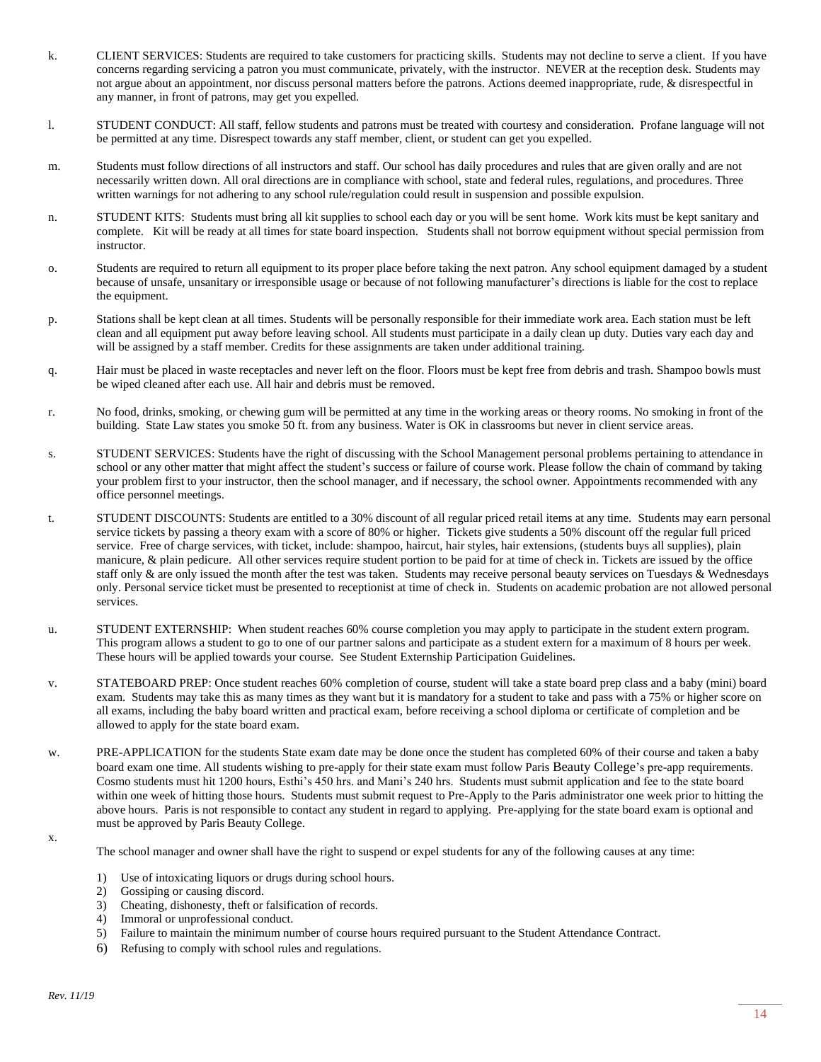k. CLIENT SERVICES: Students are required to take customers for practicing skills. Students may not decline to serve a client. If you have concerns regarding servicing a patron you must communicate, privately, with the instructor. NEVER at the reception desk. Students may not argue about an appointment, nor discuss personal matters before the patrons. Actions deemed inappropriate, rude, & disrespectful in any manner, in front of patrons, may get you expelled.

l. STUDENT CONDUCT: All staff, fellow students and patrons must be treated with courtesy and consideration. Profane language will not be permitted at any time. Disrespect towards any staff member, client, or student can get you expelled.

m. Students must follow directions of all instructors and staff. Our school has daily procedures and rules that are given orally and are not necessarily written down. All oral directions are in compliance with school, state and federal rules, regulations, and procedures. Three written warnings for not adhering to any school rule/regulation could result in suspension and possible expulsion.

n. STUDENT KITS: Students must bring all kit supplies to school each day or you will be sent home. Work kits must be kept sanitary and complete. Kit will be ready at all times for state board inspection. Students shall not borrow equipment without special permission from instructor.

o. Students are required to return all equipment to its proper place before taking the next patron. Any school equipment damaged by a student because of unsafe, unsanitary or irresponsible usage or because of not following manufacturer's directions is liable for the cost to replace the equipment.

p. Stations shall be kept clean at all times. Students will be personally responsible for their immediate work area. Each station must be left clean and all equipment put away before leaving school. All students must participate in a daily clean up duty. Duties vary each day and will be assigned by a staff member. Credits for these assignments are taken under additional training.

q. Hair must be placed in waste receptacles and never left on the floor. Floors must be kept free from debris and trash. Shampoo bowls must be wiped cleaned after each use. All hair and debris must be removed.

r. No food, drinks, smoking, or chewing gum will be permitted at any time in the working areas or theory rooms. No smoking in front of the building. State Law states you smoke 50 ft. from any business. Water is OK in classrooms but never in client service areas.

s. STUDENT SERVICES: Students have the right of discussing with the School Management personal problems pertaining to attendance in school or any other matter that might affect the student's success or failure of course work. Please follow the chain of command by taking your problem first to your instructor, then the school manager, and if necessary, the school owner. Appointments recommended with any office personnel meetings.

t. STUDENT DISCOUNTS: Students are entitled to a 30% discount of all regular priced retail items at any time. Students may earn personal service tickets by passing a theory exam with a score of 80% or higher. Tickets give students a 50% discount off the regular full priced service. Free of charge services, with ticket, include: shampoo, haircut, hair styles, hair extensions, (students buys all supplies), plain manicure, & plain pedicure. All other services require student portion to be paid for at time of check in. Tickets are issued by the office staff only & are only issued the month after the test was taken. Students may receive personal beauty services on Tuesdays & Wednesdays only. Personal service ticket must be presented to receptionist at time of check in. Students on academic probation are not allowed personal services.

u. STUDENT EXTERNSHIP: When student reaches 60% course completion you may apply to participate in the student extern program. This program allows a student to go to one of our partner salons and participate as a student extern for a maximum of 8 hours per week. These hours will be applied towards your course. See Student Externship Participation Guidelines.

v. STATEBOARD PREP: Once student reaches 60% completion of course, student will take a state board prep class and a baby (mini) board exam. Students may take this as many times as they want but it is mandatory for a student to take and pass with a 75% or higher score on all exams, including the baby board written and practical exam, before receiving a school diploma or certificate of completion and be allowed to apply for the state board exam.

w. PRE-APPLICATION for the students State exam date may be done once the student has completed 60% of their course and taken a baby board exam one time. All students wishing to pre-apply for their state exam must follow Paris Beauty College's pre-app requirements. Cosmo students must hit 1200 hours, Esthi's 450 hrs. and Mani's 240 hrs. Students must submit application and fee to the state board within one week of hitting those hours. Students must submit request to Pre-Apply to the Paris administrator one week prior to hitting the above hours. Paris is not responsible to contact any student in regard to applying. Pre-applying for the state board exam is optional and must be approved by Paris Beauty College.

x. The school manager and owner shall have the right to suspend or expel students for any of the following causes at any time:

1) Use of intoxicating liquors or drugs during school hours.
2) Gossiping or causing discord.
3) Cheating, dishonesty, theft or falsification of records.
4) Immoral or unprofessional conduct.
5) Failure to maintain the minimum number of course hours required pursuant to the Student Attendance Contract.
6) Refusing to comply with school rules and regulations.

*Rev. 11/19*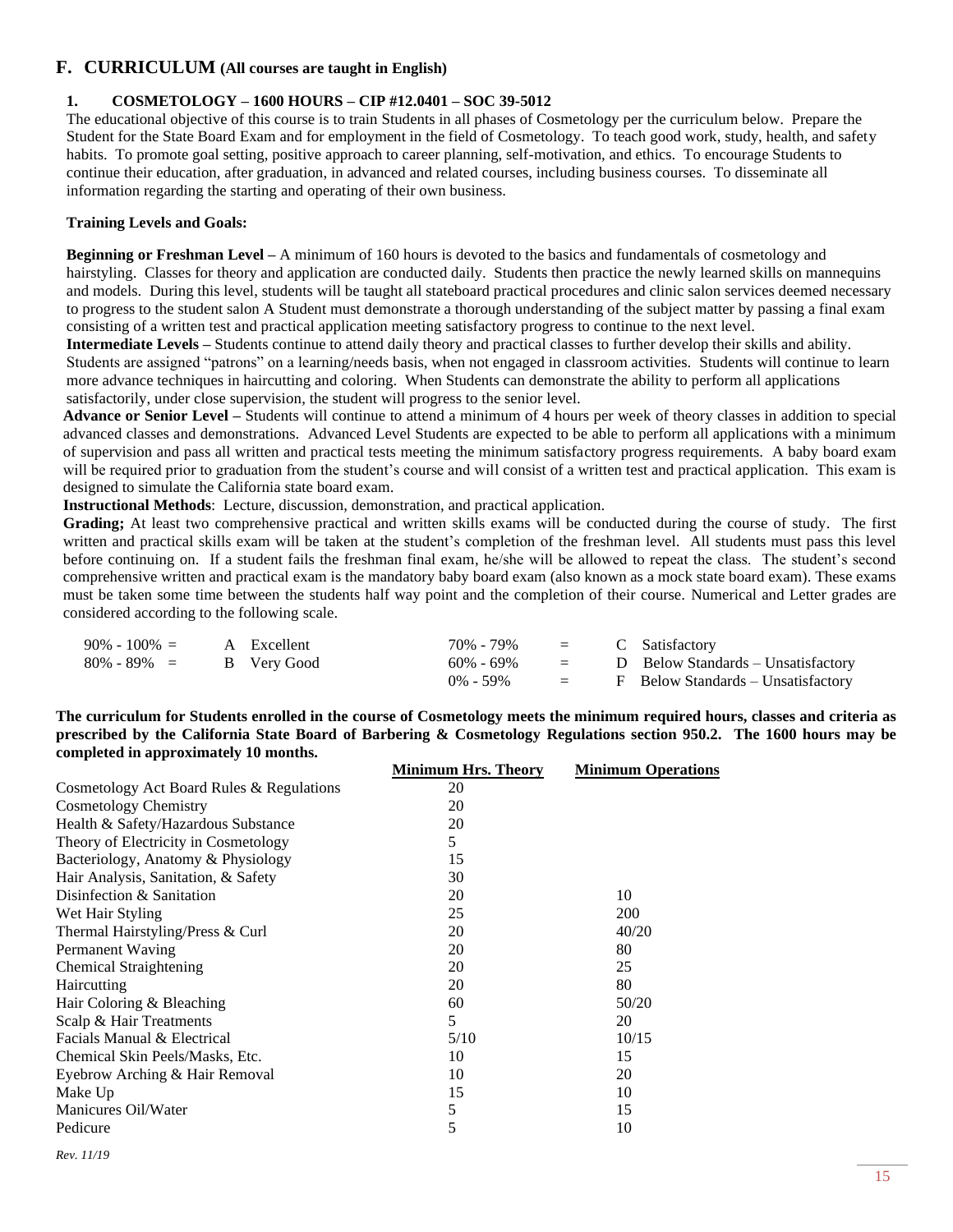## F. CURRICULUM (All courses are taught in English)

### 1. COSMETOLOGY – 1600 HOURS – CIP #12.0401 – SOC 39-5012

The educational objective of this course is to train Students in all phases of Cosmetology per the curriculum below. Prepare the Student for the State Board Exam and for employment in the field of Cosmetology. To teach good work, study, health, and safety habits. To promote goal setting, positive approach to career planning, self-motivation, and ethics. To encourage Students to continue their education, after graduation, in advanced and related courses, including business courses. To disseminate all information regarding the starting and operating of their own business.

**Training Levels and Goals:**

**Beginning or Freshman Level –** A minimum of 160 hours is devoted to the basics and fundamentals of cosmetology and hairstyling. Classes for theory and application are conducted daily. Students then practice the newly learned skills on mannequins and models. During this level, students will be taught all stateboard practical procedures and clinic salon services deemed necessary to progress to the student salon A Student must demonstrate a thorough understanding of the subject matter by passing a final exam consisting of a written test and practical application meeting satisfactory progress to continue to the next level.

**Intermediate Levels –** Students continue to attend daily theory and practical classes to further develop their skills and ability. Students are assigned "patrons" on a learning/needs basis, when not engaged in classroom activities. Students will continue to learn more advance techniques in haircutting and coloring. When Students can demonstrate the ability to perform all applications satisfactorily, under close supervision, the student will progress to the senior level.

**Advance or Senior Level –** Students will continue to attend a minimum of 4 hours per week of theory classes in addition to special advanced classes and demonstrations. Advanced Level Students are expected to be able to perform all applications with a minimum of supervision and pass all written and practical tests meeting the minimum satisfactory progress requirements. A baby board exam will be required prior to graduation from the student's course and will consist of a written test and practical application. This exam is designed to simulate the California state board exam.

**Instructional Methods**: Lecture, discussion, demonstration, and practical application.

**Grading;** At least two comprehensive practical and written skills exams will be conducted during the course of study. The first written and practical skills exam will be taken at the student's completion of the freshman level. All students must pass this level before continuing on. If a student fails the freshman final exam, he/she will be allowed to repeat the class. The student's second comprehensive written and practical exam is the mandatory baby board exam (also known as a mock state board exam). These exams must be taken some time between the students half way point and the completion of their course. Numerical and Letter grades are considered according to the following scale.

| | | | | |
|---|---|---|---|---|
| 90% - 100% = | A Excellent | 70% - 79% | = | C Satisfactory |
| 80% - 89% = | B Very Good | 60% - 69% | = | D Below Standards – Unsatisfactory |
| | | 0% - 59% | = | F Below Standards – Unsatisfactory |

**The curriculum for Students enrolled in the course of Cosmetology meets the minimum required hours, classes and criteria as prescribed by the California State Board of Barbering & Cosmetology Regulations section 950.2. The 1600 hours may be completed in approximately 10 months.**

| | Minimum Hrs. Theory | Minimum Operations |
|---|---|---|
| Cosmetology Act Board Rules & Regulations | 20 | |
| Cosmetology Chemistry | 20 | |
| Health & Safety/Hazardous Substance | 20 | |
| Theory of Electricity in Cosmetology | 5 | |
| Bacteriology, Anatomy & Physiology | 15 | |
| Hair Analysis, Sanitation, & Safety | 30 | |
| Disinfection & Sanitation | 20 | 10 |
| Wet Hair Styling | 25 | 200 |
| Thermal Hairstyling/Press & Curl | 20 | 40/20 |
| Permanent Waving | 20 | 80 |
| Chemical Straightening | 20 | 25 |
| Haircutting | 20 | 80 |
| Hair Coloring & Bleaching | 60 | 50/20 |
| Scalp & Hair Treatments | 5 | 20 |
| Facials Manual & Electrical | 5/10 | 10/15 |
| Chemical Skin Peels/Masks, Etc. | 10 | 15 |
| Eyebrow Arching & Hair Removal | 10 | 20 |
| Make Up | 15 | 10 |
| Manicures Oil/Water | 5 | 15 |
| Pedicure | 5 | 10 |

*Rev. 11/19*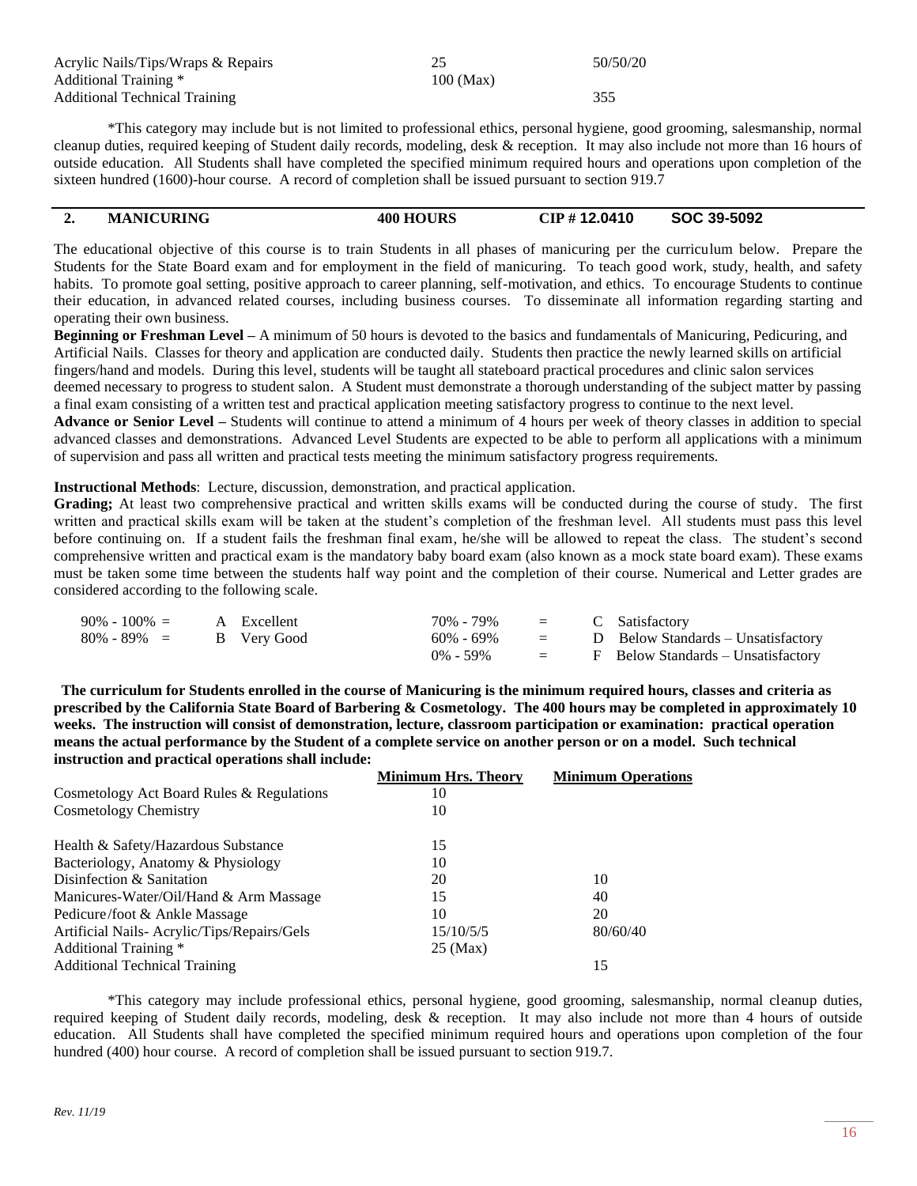| | | |
|---|---|---|
| Acrylic Nails/Tips/Wraps & Repairs | 25 | 50/50/20 |
| Additional Training * | 100 (Max) | |
| Additional Technical Training | | 355 |

*This category may include but is not limited to professional ethics, personal hygiene, good grooming, salesmanship, normal cleanup duties, required keeping of Student daily records, modeling, desk & reception. It may also include not more than 16 hours of outside education. All Students shall have completed the specified minimum required hours and operations upon completion of the sixteen hundred (1600)-hour course. A record of completion shall be issued pursuant to section 919.7

## 2. MANICURING — 400 HOURS — CIP # 12.0410 — SOC 39-5092

The educational objective of this course is to train Students in all phases of manicuring per the curriculum below. Prepare the Students for the State Board exam and for employment in the field of manicuring. To teach good work, study, health, and safety habits. To promote goal setting, positive approach to career planning, self-motivation, and ethics. To encourage Students to continue their education, in advanced related courses, including business courses. To disseminate all information regarding starting and operating their own business.

**Beginning or Freshman Level –** A minimum of 50 hours is devoted to the basics and fundamentals of Manicuring, Pedicuring, and Artificial Nails. Classes for theory and application are conducted daily. Students then practice the newly learned skills on artificial fingers/hand and models. During this level, students will be taught all stateboard practical procedures and clinic salon services deemed necessary to progress to student salon. A Student must demonstrate a thorough understanding of the subject matter by passing a final exam consisting of a written test and practical application meeting satisfactory progress to continue to the next level.

**Advance or Senior Level –** Students will continue to attend a minimum of 4 hours per week of theory classes in addition to special advanced classes and demonstrations. Advanced Level Students are expected to be able to perform all applications with a minimum of supervision and pass all written and practical tests meeting the minimum satisfactory progress requirements.

**Instructional Methods**: Lecture, discussion, demonstration, and practical application.

**Grading;** At least two comprehensive practical and written skills exams will be conducted during the course of study. The first written and practical skills exam will be taken at the student's completion of the freshman level. All students must pass this level before continuing on. If a student fails the freshman final exam, he/she will be allowed to repeat the class. The student's second comprehensive written and practical exam is the mandatory baby board exam (also known as a mock state board exam). These exams must be taken some time between the students half way point and the completion of their course. Numerical and Letter grades are considered according to the following scale.

| | | | |
|---|---|---|---|
| 90% - 100% = | A Excellent | 70% - 79% = | C Satisfactory |
| 80% - 89% = | B Very Good | 60% - 69% = | D Below Standards – Unsatisfactory |
| | | 0% - 59% = | F Below Standards – Unsatisfactory |

**The curriculum for Students enrolled in the course of Manicuring is the minimum required hours, classes and criteria as prescribed by the California State Board of Barbering & Cosmetology. The 400 hours may be completed in approximately 10 weeks. The instruction will consist of demonstration, lecture, classroom participation or examination: practical operation means the actual performance by the Student of a complete service on another person or on a model. Such technical instruction and practical operations shall include:**

| | Minimum Hrs. Theory | Minimum Operations |
|---|---|---|
| Cosmetology Act Board Rules & Regulations | 10 | |
| Cosmetology Chemistry | 10 | |
| Health & Safety/Hazardous Substance | 15 | |
| Bacteriology, Anatomy & Physiology | 10 | |
| Disinfection & Sanitation | 20 | 10 |
| Manicures-Water/Oil/Hand & Arm Massage | 15 | 40 |
| Pedicure/foot & Ankle Massage | 10 | 20 |
| Artificial Nails- Acrylic/Tips/Repairs/Gels | 15/10/5/5 | 80/60/40 |
| Additional Training * | 25 (Max) | |
| Additional Technical Training | | 15 |

*This category may include professional ethics, personal hygiene, good grooming, salesmanship, normal cleanup duties, required keeping of Student daily records, modeling, desk & reception. It may also include not more than 4 hours of outside education. All Students shall have completed the specified minimum required hours and operations upon completion of the four hundred (400) hour course. A record of completion shall be issued pursuant to section 919.7.

*Rev. 11/19*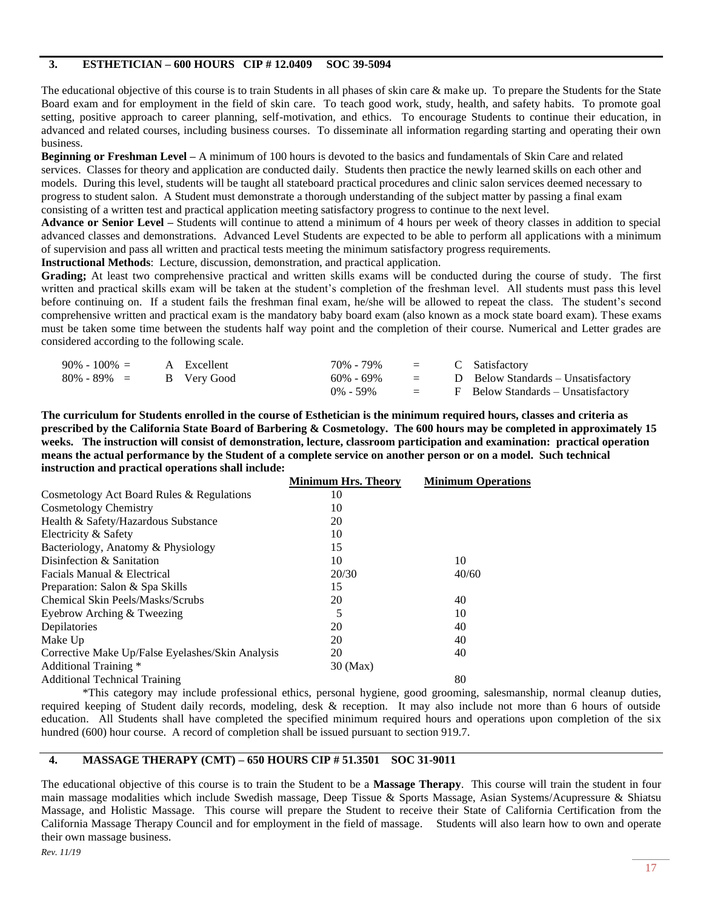## 3. ESTHETICIAN – 600 HOURS CIP # 12.0409 SOC 39-5094

The educational objective of this course is to train Students in all phases of skin care & make up. To prepare the Students for the State Board exam and for employment in the field of skin care. To teach good work, study, health, and safety habits. To promote goal setting, positive approach to career planning, self-motivation, and ethics. To encourage Students to continue their education, in advanced and related courses, including business courses. To disseminate all information regarding starting and operating their own business.

**Beginning or Freshman Level –** A minimum of 100 hours is devoted to the basics and fundamentals of Skin Care and related services. Classes for theory and application are conducted daily. Students then practice the newly learned skills on each other and models. During this level, students will be taught all stateboard practical procedures and clinic salon services deemed necessary to progress to student salon. A Student must demonstrate a thorough understanding of the subject matter by passing a final exam consisting of a written test and practical application meeting satisfactory progress to continue to the next level.

**Advance or Senior Level –** Students will continue to attend a minimum of 4 hours per week of theory classes in addition to special advanced classes and demonstrations. Advanced Level Students are expected to be able to perform all applications with a minimum of supervision and pass all written and practical tests meeting the minimum satisfactory progress requirements.

**Instructional Methods**: Lecture, discussion, demonstration, and practical application.

**Grading;** At least two comprehensive practical and written skills exams will be conducted during the course of study. The first written and practical skills exam will be taken at the student's completion of the freshman level. All students must pass this level before continuing on. If a student fails the freshman final exam, he/she will be allowed to repeat the class. The student's second comprehensive written and practical exam is the mandatory baby board exam (also known as a mock state board exam). These exams must be taken some time between the students half way point and the completion of their course. Numerical and Letter grades are considered according to the following scale.

| | | | |
|---|---|---|---|
| 90% - 100% = | A Excellent | 70% - 79% = | C Satisfactory |
| 80% - 89% = | B Very Good | 60% - 69% = | D Below Standards – Unsatisfactory |
| | | 0% - 59% = | F Below Standards – Unsatisfactory |

**The curriculum for Students enrolled in the course of Esthetician is the minimum required hours, classes and criteria as prescribed by the California State Board of Barbering & Cosmetology. The 600 hours may be completed in approximately 15 weeks. The instruction will consist of demonstration, lecture, classroom participation and examination: practical operation means the actual performance by the Student of a complete service on another person or on a model. Such technical instruction and practical operations shall include:**

| | Minimum Hrs. Theory | Minimum Operations |
|---|---|---|
| Cosmetology Act Board Rules & Regulations | 10 | |
| Cosmetology Chemistry | 10 | |
| Health & Safety/Hazardous Substance | 20 | |
| Electricity & Safety | 10 | |
| Bacteriology, Anatomy & Physiology | 15 | |
| Disinfection & Sanitation | 10 | 10 |
| Facials Manual & Electrical | 20/30 | 40/60 |
| Preparation: Salon & Spa Skills | 15 | |
| Chemical Skin Peels/Masks/Scrubs | 20 | 40 |
| Eyebrow Arching & Tweezing | 5 | 10 |
| Depilatories | 20 | 40 |
| Make Up | 20 | 40 |
| Corrective Make Up/False Eyelashes/Skin Analysis | 20 | 40 |
| Additional Training * | 30 (Max) | |
| Additional Technical Training | | 80 |

*This category may include professional ethics, personal hygiene, good grooming, salesmanship, normal cleanup duties, required keeping of Student daily records, modeling, desk & reception. It may also include not more than 6 hours of outside education. All Students shall have completed the specified minimum required hours and operations upon completion of the six hundred (600) hour course. A record of completion shall be issued pursuant to section 919.7.

## 4. MASSAGE THERAPY (CMT) – 650 HOURS CIP # 51.3501 SOC 31-9011

The educational objective of this course is to train the Student to be a **Massage Therapy**. This course will train the student in four main massage modalities which include Swedish massage, Deep Tissue & Sports Massage, Asian Systems/Acupressure & Shiatsu Massage, and Holistic Massage. This course will prepare the Student to receive their State of California Certification from the California Massage Therapy Council and for employment in the field of massage. Students will also learn how to own and operate their own massage business.

*Rev. 11/19*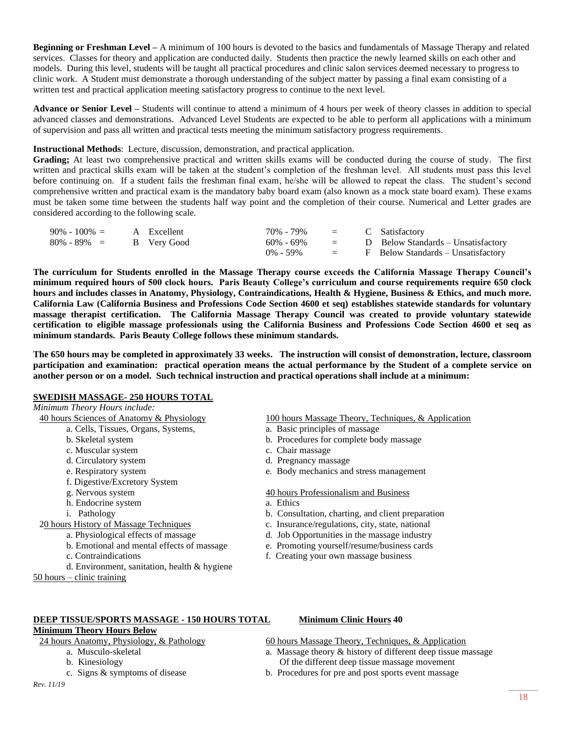**Beginning or Freshman Level –** A minimum of 100 hours is devoted to the basics and fundamentals of Massage Therapy and related services. Classes for theory and application are conducted daily. Students then practice the newly learned skills on each other and models. During this level, students will be taught all practical procedures and clinic salon services deemed necessary to progress to clinic work. A Student must demonstrate a thorough understanding of the subject matter by passing a final exam consisting of a written test and practical application meeting satisfactory progress to continue to the next level.

**Advance or Senior Level –** Students will continue to attend a minimum of 4 hours per week of theory classes in addition to special advanced classes and demonstrations. Advanced Level Students are expected to be able to perform all applications with a minimum of supervision and pass all written and practical tests meeting the minimum satisfactory progress requirements.

**Instructional Methods**: Lecture, discussion, demonstration, and practical application.

**Grading;** At least two comprehensive practical and written skills exams will be conducted during the course of study. The first written and practical skills exam will be taken at the student's completion of the freshman level. All students must pass this level before continuing on. If a student fails the freshman final exam, he/she will be allowed to repeat the class. The student's second comprehensive written and practical exam is the mandatory baby board exam (also known as a mock state board exam). These exams must be taken some time between the students half way point and the completion of their course. Numerical and Letter grades are considered according to the following scale.

| | | | | | |
|---|---|---|---|---|---|
| 90% - 100% = | A Excellent | 70% - 79% | = | C | Satisfactory |
| 80% - 89% = | B Very Good | 60% - 69% | = | D | Below Standards – Unsatisfactory |
| | | 0% - 59% | = | F | Below Standards – Unsatisfactory |

**The curriculum for Students enrolled in the Massage Therapy course exceeds the California Massage Therapy Council's minimum required hours of 500 clock hours. Paris Beauty College's curriculum and course requirements require 650 clock hours and includes classes in Anatomy, Physiology, Contraindications, Health & Hygiene, Business & Ethics, and much more. California Law (California Business and Professions Code Section 4600 et seq) establishes statewide standards for voluntary massage therapist certification. The California Massage Therapy Council was created to provide voluntary statewide certification to eligible massage professionals using the California Business and Professions Code Section 4600 et seq as minimum standards. Paris Beauty College follows these minimum standards.**

**The 650 hours may be completed in approximately 33 weeks. The instruction will consist of demonstration, lecture, classroom participation and examination: practical operation means the actual performance by the Student of a complete service on another person or on a model. Such technical instruction and practical operations shall include at a minimum:**

**SWEDISH MASSAGE- 250 HOURS TOTAL**

*Minimum Theory Hours include:*

40 hours Sciences of Anatomy & Physiology
- a. Cells, Tissues, Organs, Systems,
- b. Skeletal system
- c. Muscular system
- d. Circulatory system
- e. Respiratory system
- f. Digestive/Excretory System
- g. Nervous system
- h. Endocrine system
- i. Pathology

20 hours History of Massage Techniques
- a. Physiological effects of massage
- b. Emotional and mental effects of massage
- c. Contraindications
- d. Environment, sanitation, health & hygiene

50 hours – clinic training

100 hours Massage Theory, Techniques, & Application
- a. Basic principles of massage
- b. Procedures for complete body massage
- c. Chair massage
- d. Pregnancy massage
- e. Body mechanics and stress management

40 hours Professionalism and Business
- a. Ethics
- b. Consultation, charting, and client preparation
- c. Insurance/regulations, city, state, national
- d. Job Opportunities in the massage industry
- e. Promoting yourself/resume/business cards
- f. Creating your own massage business

**DEEP TISSUE/SPORTS MASSAGE - 150 HOURS TOTAL**

**Minimum Clinic Hours 40**

**Minimum Theory Hours Below**

24 hours Anatomy, Physiology, & Pathology
- a. Musculo-skeletal
- b. Kinesiology
- c. Signs & symptoms of disease

60 hours Massage Theory, Techniques, & Application
- a. Massage theory & history of different deep tissue massage Of the different deep tissue massage movement
- b. Procedures for pre and post sports event massage

*Rev. 11/19*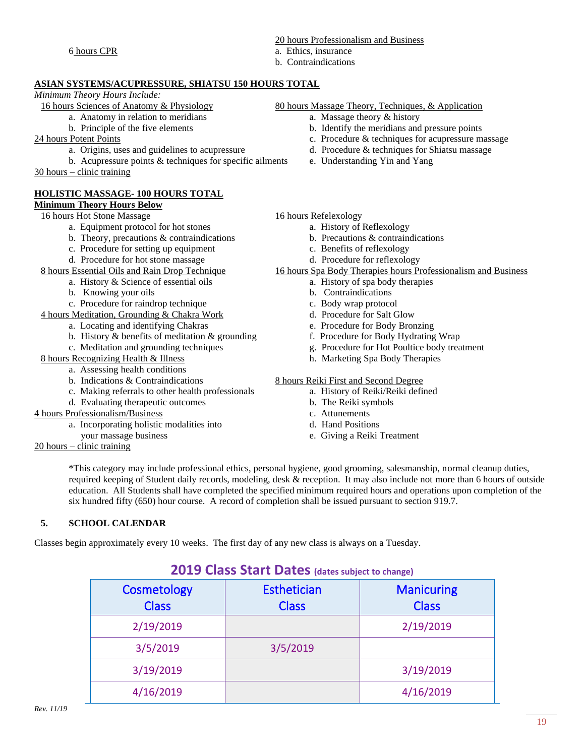6 hours CPR

20 hours Professionalism and Business

a. Ethics, insurance
b. Contraindications

**ASIAN SYSTEMS/ACUPRESSURE, SHIATSU 150 HOURS TOTAL**

*Minimum Theory Hours Include:*

16 hours Sciences of Anatomy & Physiology

a. Anatomy in relation to meridians
b. Principle of the five elements

24 hours Potent Points

a. Origins, uses and guidelines to acupressure
b. Acupressure points & techniques for specific ailments

30 hours – clinic training

80 hours Massage Theory, Techniques, & Application

a. Massage theory & history
b. Identify the meridians and pressure points
c. Procedure & techniques for acupressure massage
d. Procedure & techniques for Shiatsu massage
e. Understanding Yin and Yang

**HOLISTIC MASSAGE- 100 HOURS TOTAL**

**Minimum Theory Hours Below**

16 hours Hot Stone Massage

a. Equipment protocol for hot stones
b. Theory, precautions & contraindications
c. Procedure for setting up equipment
d. Procedure for hot stone massage

8 hours Essential Oils and Rain Drop Technique

a. History & Science of essential oils
b. Knowing your oils
c. Procedure for raindrop technique

4 hours Meditation, Grounding & Chakra Work

a. Locating and identifying Chakras
b. History & benefits of meditation & grounding
c. Meditation and grounding techniques

8 hours Recognizing Health & Illness

a. Assessing health conditions
b. Indications & Contraindications
c. Making referrals to other health professionals
d. Evaluating therapeutic outcomes

4 hours Professionalism/Business

a. Incorporating holistic modalities into your massage business

20 hours – clinic training

16 hours Refelexology

a. History of Reflexology
b. Precautions & contraindications
c. Benefits of reflexology
d. Procedure for reflexology

16 hours Spa Body Therapies hours Professionalism and Business

a. History of spa body therapies
b. Contraindications
c. Body wrap protocol
d. Procedure for Salt Glow
e. Procedure for Body Bronzing
f. Procedure for Body Hydrating Wrap
g. Procedure for Hot Poultice body treatment
h. Marketing Spa Body Therapies

8 hours Reiki First and Second Degree

a. History of Reiki/Reiki defined
b. The Reiki symbols
c. Attunements
d. Hand Positions
e. Giving a Reiki Treatment

*This category may include professional ethics, personal hygiene, good grooming, salesmanship, normal cleanup duties, required keeping of Student daily records, modeling, desk & reception. It may also include not more than 6 hours of outside education. All Students shall have completed the specified minimum required hours and operations upon completion of the six hundred fifty (650) hour course. A record of completion shall be issued pursuant to section 919.7.

## 5. SCHOOL CALENDAR

Classes begin approximately every 10 weeks. The first day of any new class is always on a Tuesday.

## 2019 Class Start Dates (dates subject to change)

| Cosmetology Class | Esthetician Class | Manicuring Class |
|---|---|---|
| 2/19/2019 | | 2/19/2019 |
| 3/5/2019 | 3/5/2019 | |
| 3/19/2019 | | 3/19/2019 |
| 4/16/2019 | | 4/16/2019 |

*Rev. 11/19*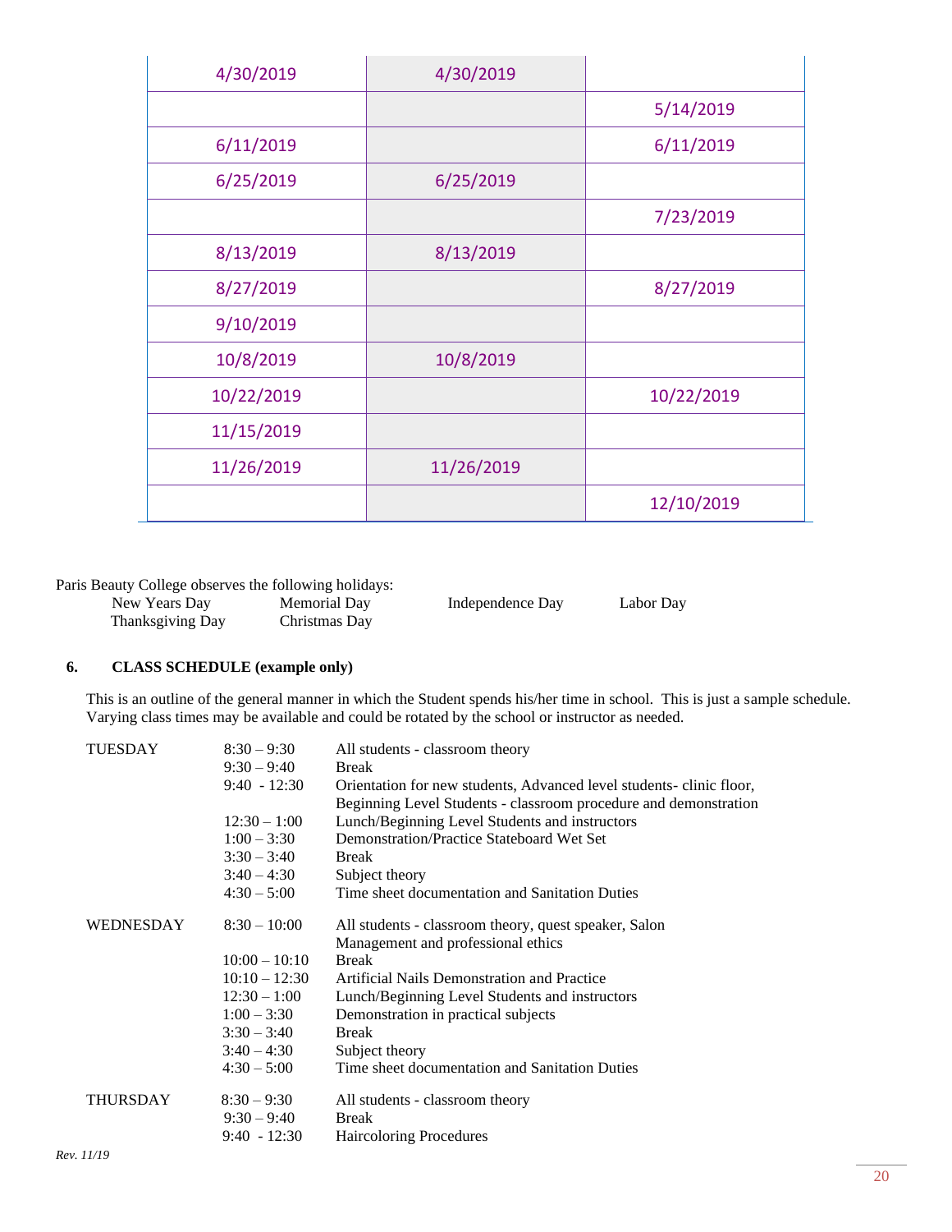| | | |
|---|---|---|
| 4/30/2019 | 4/30/2019 | |
| | | 5/14/2019 |
| 6/11/2019 | | 6/11/2019 |
| 6/25/2019 | 6/25/2019 | |
| | | 7/23/2019 |
| 8/13/2019 | 8/13/2019 | |
| 8/27/2019 | | 8/27/2019 |
| 9/10/2019 | | |
| 10/8/2019 | 10/8/2019 | |
| 10/22/2019 | | 10/22/2019 |
| 11/15/2019 | | |
| 11/26/2019 | 11/26/2019 | |
| | | 12/10/2019 |

Paris Beauty College observes the following holidays:

| | | | |
|---|---|---|---|
| New Years Day | Memorial Day | Independence Day | Labor Day |
| Thanksgiving Day | Christmas Day | | |

## 6. CLASS SCHEDULE (example only)

This is an outline of the general manner in which the Student spends his/her time in school. This is just a sample schedule. Varying class times may be available and could be rotated by the school or instructor as needed.

| | | |
|---|---|---|
| TUESDAY | 8:30 – 9:30 | All students - classroom theory |
| | 9:30 – 9:40 | Break |
| | 9:40 - 12:30 | Orientation for new students, Advanced level students- clinic floor, Beginning Level Students - classroom procedure and demonstration |
| | 12:30 – 1:00 | Lunch/Beginning Level Students and instructors |
| | 1:00 – 3:30 | Demonstration/Practice Stateboard Wet Set |
| | 3:30 – 3:40 | Break |
| | 3:40 – 4:30 | Subject theory |
| | 4:30 – 5:00 | Time sheet documentation and Sanitation Duties |
| WEDNESDAY | 8:30 – 10:00 | All students - classroom theory, quest speaker, Salon Management and professional ethics |
| | 10:00 – 10:10 | Break |
| | 10:10 – 12:30 | Artificial Nails Demonstration and Practice |
| | 12:30 – 1:00 | Lunch/Beginning Level Students and instructors |
| | 1:00 – 3:30 | Demonstration in practical subjects |
| | 3:30 – 3:40 | Break |
| | 3:40 – 4:30 | Subject theory |
| | 4:30 – 5:00 | Time sheet documentation and Sanitation Duties |
| THURSDAY | 8:30 – 9:30 | All students - classroom theory |
| | 9:30 – 9:40 | Break |
| | 9:40 - 12:30 | Haircoloring Procedures |

*Rev. 11/19*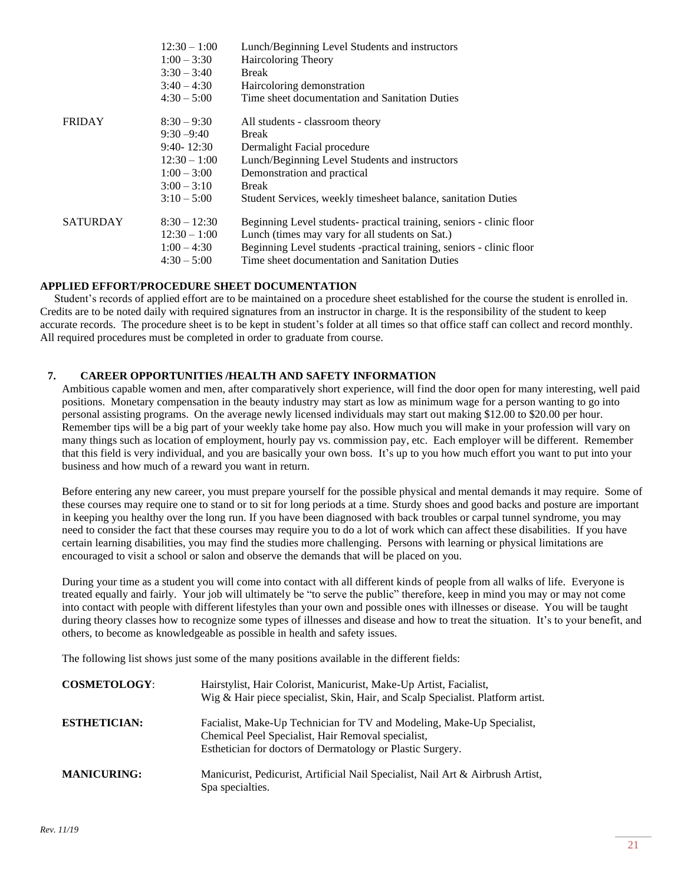| | | |
|---|---|---|
| | 12:30 – 1:00 | Lunch/Beginning Level Students and instructors |
| | 1:00 – 3:30 | Haircoloring Theory |
| | 3:30 – 3:40 | Break |
| | 3:40 – 4:30 | Haircoloring demonstration |
| | 4:30 – 5:00 | Time sheet documentation and Sanitation Duties |
| FRIDAY | 8:30 – 9:30 | All students - classroom theory |
| | 9:30 –9:40 | Break |
| | 9:40- 12:30 | Dermalight Facial procedure |
| | 12:30 – 1:00 | Lunch/Beginning Level Students and instructors |
| | 1:00 – 3:00 | Demonstration and practical |
| | 3:00 – 3:10 | Break |
| | 3:10 – 5:00 | Student Services, weekly timesheet balance, sanitation Duties |
| SATURDAY | 8:30 – 12:30 | Beginning Level students- practical training, seniors - clinic floor |
| | 12:30 – 1:00 | Lunch (times may vary for all students on Sat.) |
| | 1:00 – 4:30 | Beginning Level students -practical training, seniors - clinic floor |
| | 4:30 – 5:00 | Time sheet documentation and Sanitation Duties |

**APPLIED EFFORT/PROCEDURE SHEET DOCUMENTATION**

Student's records of applied effort are to be maintained on a procedure sheet established for the course the student is enrolled in. Credits are to be noted daily with required signatures from an instructor in charge. It is the responsibility of the student to keep accurate records. The procedure sheet is to be kept in student's folder at all times so that office staff can collect and record monthly. All required procedures must be completed in order to graduate from course.

## 7. CAREER OPPORTUNITIES /HEALTH AND SAFETY INFORMATION

Ambitious capable women and men, after comparatively short experience, will find the door open for many interesting, well paid positions. Monetary compensation in the beauty industry may start as low as minimum wage for a person wanting to go into personal assisting programs. On the average newly licensed individuals may start out making $12.00 to $20.00 per hour. Remember tips will be a big part of your weekly take home pay also. How much you will make in your profession will vary on many things such as location of employment, hourly pay vs. commission pay, etc. Each employer will be different. Remember that this field is very individual, and you are basically your own boss. It's up to you how much effort you want to put into your business and how much of a reward you want in return.

Before entering any new career, you must prepare yourself for the possible physical and mental demands it may require. Some of these courses may require one to stand or to sit for long periods at a time. Sturdy shoes and good backs and posture are important in keeping you healthy over the long run. If you have been diagnosed with back troubles or carpal tunnel syndrome, you may need to consider the fact that these courses may require you to do a lot of work which can affect these disabilities. If you have certain learning disabilities, you may find the studies more challenging. Persons with learning or physical limitations are encouraged to visit a school or salon and observe the demands that will be placed on you.

During your time as a student you will come into contact with all different kinds of people from all walks of life. Everyone is treated equally and fairly. Your job will ultimately be "to serve the public" therefore, keep in mind you may or may not come into contact with people with different lifestyles than your own and possible ones with illnesses or disease. You will be taught during theory classes how to recognize some types of illnesses and disease and how to treat the situation. It's to your benefit, and others, to become as knowledgeable as possible in health and safety issues.

The following list shows just some of the many positions available in the different fields:

| | |
|---|---|
| **COSMETOLOGY**: | Hairstylist, Hair Colorist, Manicurist, Make-Up Artist, Facialist, Wig & Hair piece specialist, Skin, Hair, and Scalp Specialist. Platform artist. |
| **ESTHETICIAN:** | Facialist, Make-Up Technician for TV and Modeling, Make-Up Specialist, Chemical Peel Specialist, Hair Removal specialist, Esthetician for doctors of Dermatology or Plastic Surgery. |
| **MANICURING:** | Manicurist, Pedicurist, Artificial Nail Specialist, Nail Art & Airbrush Artist, Spa specialties. |

*Rev. 11/19*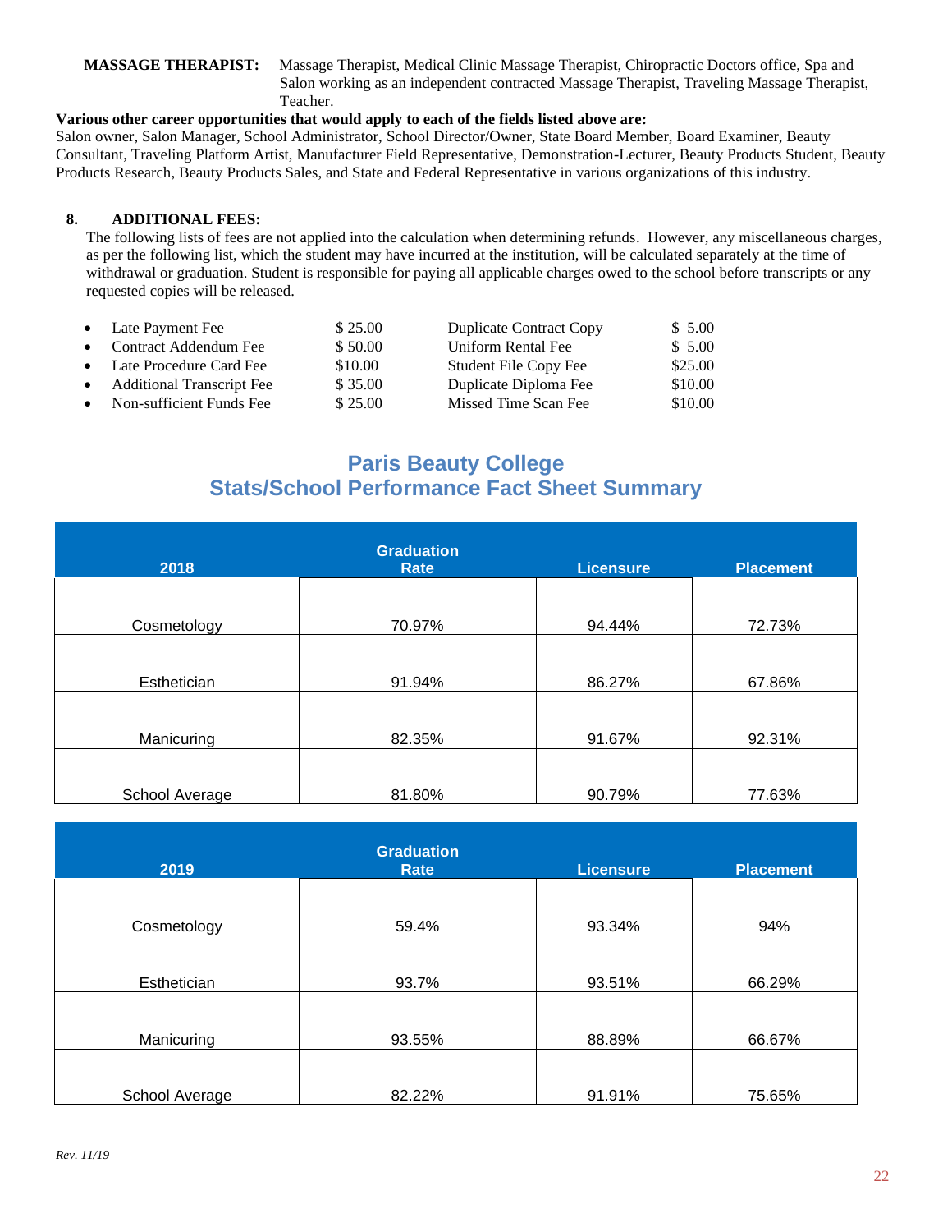**MASSAGE THERAPIST:** Massage Therapist, Medical Clinic Massage Therapist, Chiropractic Doctors office, Spa and Salon working as an independent contracted Massage Therapist, Traveling Massage Therapist, Teacher.

**Various other career opportunities that would apply to each of the fields listed above are:**
Salon owner, Salon Manager, School Administrator, School Director/Owner, State Board Member, Board Examiner, Beauty Consultant, Traveling Platform Artist, Manufacturer Field Representative, Demonstration-Lecturer, Beauty Products Student, Beauty Products Research, Beauty Products Sales, and State and Federal Representative in various organizations of this industry.

**8. ADDITIONAL FEES:**

The following lists of fees are not applied into the calculation when determining refunds. However, any miscellaneous charges, as per the following list, which the student may have incurred at the institution, will be calculated separately at the time of withdrawal or graduation. Student is responsible for paying all applicable charges owed to the school before transcripts or any requested copies will be released.

- Late Payment Fee $ 25.00
- Contract Addendum Fee $ 50.00
- Late Procedure Card Fee $10.00
- Additional Transcript Fee $ 35.00
- Non-sufficient Funds Fee $ 25.00

Duplicate Contract Copy $ 5.00
Uniform Rental Fee $ 5.00
Student File Copy Fee $25.00
Duplicate Diploma Fee $10.00
Missed Time Scan Fee $10.00

## Paris Beauty College
## Stats/School Performance Fact Sheet Summary

| 2018 | Graduation Rate | Licensure | Placement |
|---|---|---|---|
| Cosmetology | 70.97% | 94.44% | 72.73% |
| Esthetician | 91.94% | 86.27% | 67.86% |
| Manicuring | 82.35% | 91.67% | 92.31% |
| School Average | 81.80% | 90.79% | 77.63% |

| 2019 | Graduation Rate | Licensure | Placement |
|---|---|---|---|
| Cosmetology | 59.4% | 93.34% | 94% |
| Esthetician | 93.7% | 93.51% | 66.29% |
| Manicuring | 93.55% | 88.89% | 66.67% |
| School Average | 82.22% | 91.91% | 75.65% |

*Rev. 11/19*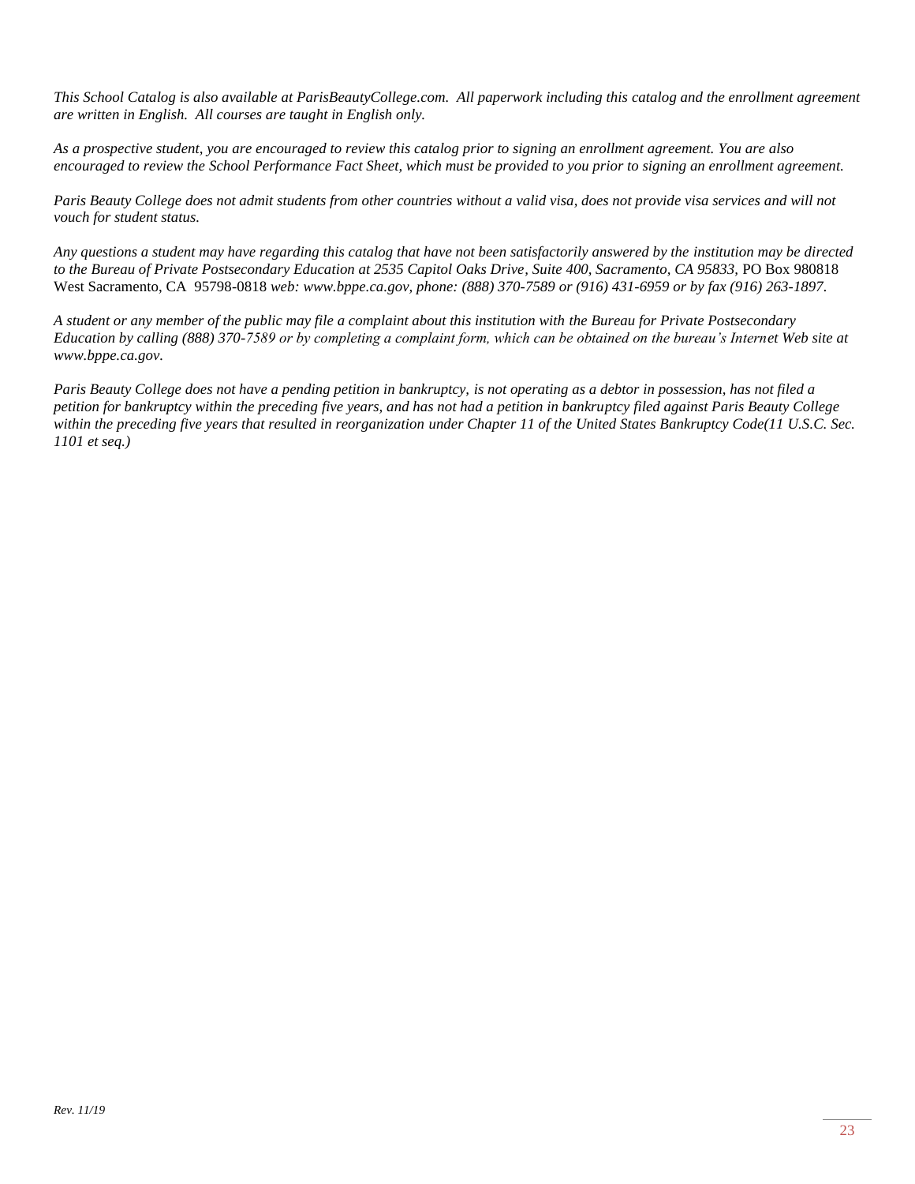*This School Catalog is also available at ParisBeautyCollege.com. All paperwork including this catalog and the enrollment agreement are written in English. All courses are taught in English only.*

*As a prospective student, you are encouraged to review this catalog prior to signing an enrollment agreement. You are also encouraged to review the School Performance Fact Sheet, which must be provided to you prior to signing an enrollment agreement.*

*Paris Beauty College does not admit students from other countries without a valid visa, does not provide visa services and will not vouch for student status.*

*Any questions a student may have regarding this catalog that have not been satisfactorily answered by the institution may be directed to the Bureau of Private Postsecondary Education at 2535 Capitol Oaks Drive, Suite 400, Sacramento, CA 95833,* PO Box 980818 West Sacramento, CA 95798-0818 *web: www.bppe.ca.gov, phone: (888) 370-7589 or (916) 431-6959 or by fax (916) 263-1897.*

*A student or any member of the public may file a complaint about this institution with the Bureau for Private Postsecondary Education by calling (888) 370-7589 or by completing a complaint form, which can be obtained on the bureau's Internet Web site at www.bppe.ca.gov.*

*Paris Beauty College does not have a pending petition in bankruptcy, is not operating as a debtor in possession, has not filed a petition for bankruptcy within the preceding five years, and has not had a petition in bankruptcy filed against Paris Beauty College within the preceding five years that resulted in reorganization under Chapter 11 of the United States Bankruptcy Code(11 U.S.C. Sec. 1101 et seq.)*

*Rev. 11/19*